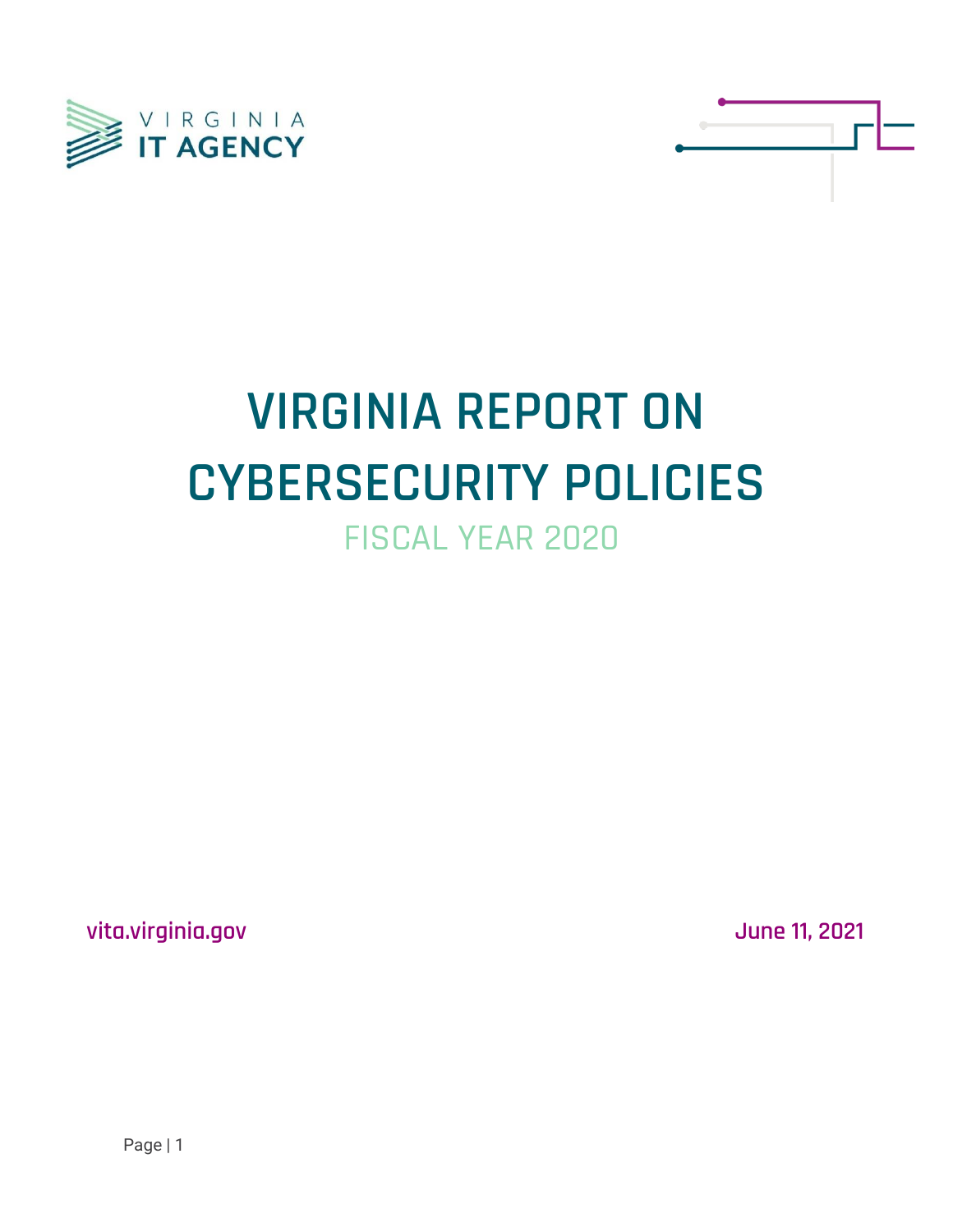VIRGINIA IT AGENCY

# VIRGINIA REPORT ON CYBERSECURITY POLICIES

## FISCAL YEAR 2020

vita.virginia.gov

June 11, 2021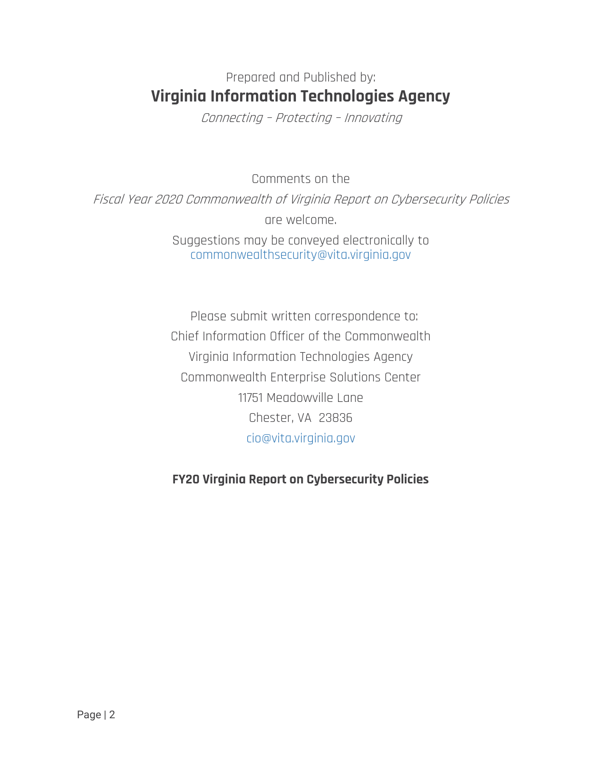Prepared and Published by:

**Virginia Information Technologies Agency**

*Connecting – Protecting – Innovating*

Comments on the

*Fiscal Year 2020 Commonwealth of Virginia Report on Cybersecurity Policies*

are welcome.

Suggestions may be conveyed electronically to
commonwealthsecurity@vita.virginia.gov

Please submit written correspondence to:
Chief Information Officer of the Commonwealth
Virginia Information Technologies Agency
Commonwealth Enterprise Solutions Center
11751 Meadowville Lane
Chester, VA 23836
cio@vita.virginia.gov

**FY20 Virginia Report on Cybersecurity Policies**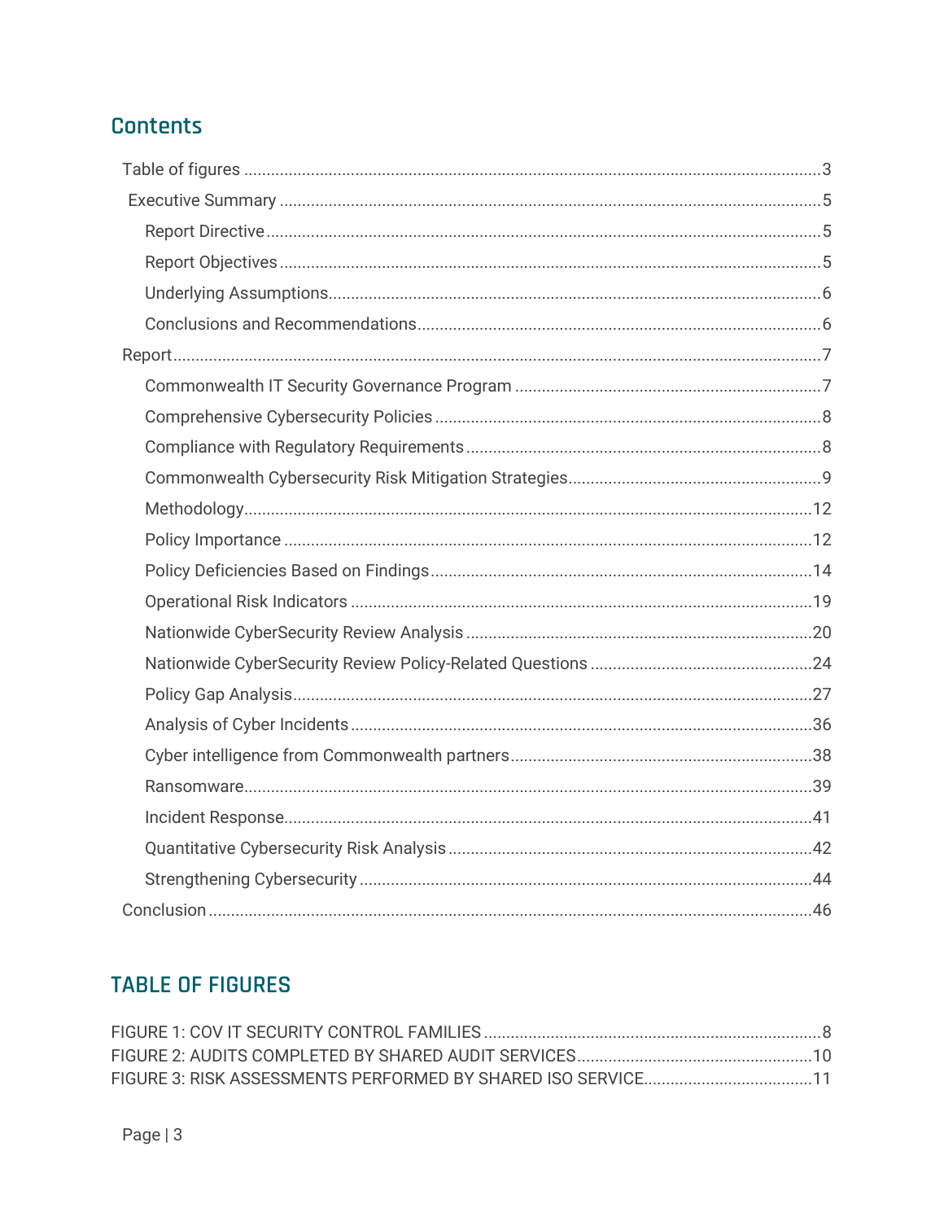## Contents

- Table of figures ..... 3
- Executive Summary ..... 5
  - Report Directive ..... 5
  - Report Objectives ..... 5
  - Underlying Assumptions ..... 6
  - Conclusions and Recommendations ..... 6
- Report ..... 7
  - Commonwealth IT Security Governance Program ..... 7
  - Comprehensive Cybersecurity Policies ..... 8
  - Compliance with Regulatory Requirements ..... 8
  - Commonwealth Cybersecurity Risk Mitigation Strategies ..... 9
  - Methodology ..... 12
  - Policy Importance ..... 12
  - Policy Deficiencies Based on Findings ..... 14
  - Operational Risk Indicators ..... 19
  - Nationwide CyberSecurity Review Analysis ..... 20
  - Nationwide CyberSecurity Review Policy-Related Questions ..... 24
  - Policy Gap Analysis ..... 27
  - Analysis of Cyber Incidents ..... 36
  - Cyber intelligence from Commonwealth partners ..... 38
  - Ransomware ..... 39
  - Incident Response ..... 41
  - Quantitative Cybersecurity Risk Analysis ..... 42
  - Strengthening Cybersecurity ..... 44
- Conclusion ..... 46

## TABLE OF FIGURES

- FIGURE 1: COV IT SECURITY CONTROL FAMILIES ..... 8
- FIGURE 2: AUDITS COMPLETED BY SHARED AUDIT SERVICES ..... 10
- FIGURE 3: RISK ASSESSMENTS PERFORMED BY SHARED ISO SERVICE ..... 11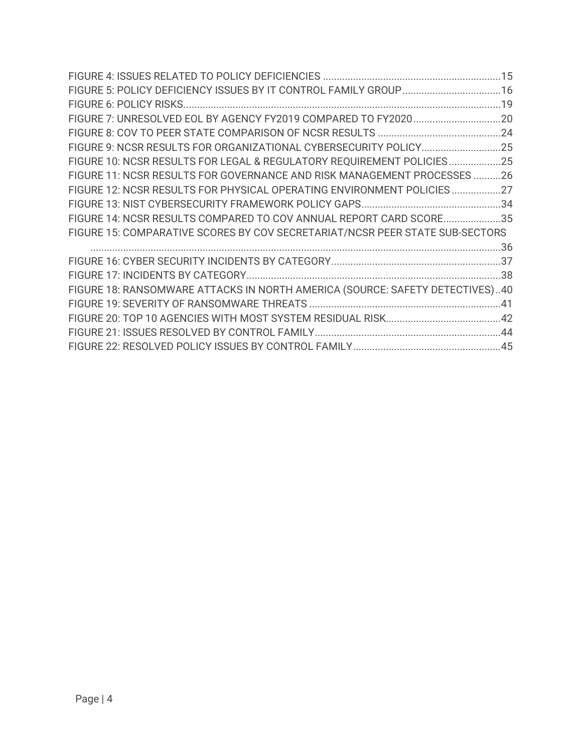FIGURE 4: ISSUES RELATED TO POLICY DEFICIENCIES ........................................................................15
FIGURE 5: POLICY DEFICIENCY ISSUES BY IT CONTROL FAMILY GROUP ....................................16
FIGURE 6: POLICY RISKS...................................................................................................................19
FIGURE 7: UNRESOLVED EOL BY AGENCY FY2019 COMPARED TO FY2020 ................................20
FIGURE 8: COV TO PEER STATE COMPARISON OF NCSR RESULTS .............................................24
FIGURE 9: NCSR RESULTS FOR ORGANIZATIONAL CYBERSECURITY POLICY.............................25
FIGURE 10: NCSR RESULTS FOR LEGAL & REGULATORY REQUIREMENT POLICIES ...................25
FIGURE 11: NCSR RESULTS FOR GOVERNANCE AND RISK MANAGEMENT PROCESSES ..........26
FIGURE 12: NCSR RESULTS FOR PHYSICAL OPERATING ENVIRONMENT POLICIES ..................27
FIGURE 13: NIST CYBERSECURITY FRAMEWORK POLICY GAPS...................................................34
FIGURE 14: NCSR RESULTS COMPARED TO COV ANNUAL REPORT CARD SCORE.....................35
FIGURE 15: COMPARATIVE SCORES BY COV SECRETARIAT/NCSR PEER STATE SUB-SECTORS ........................................................................................................................................36
FIGURE 16: CYBER SECURITY INCIDENTS BY CATEGORY..............................................................37
FIGURE 17: INCIDENTS BY CATEGORY.............................................................................................38
FIGURE 18: RANSOMWARE ATTACKS IN NORTH AMERICA (SOURCE: SAFETY DETECTIVES)..40
FIGURE 19: SEVERITY OF RANSOMWARE THREATS ......................................................................41
FIGURE 20: TOP 10 AGENCIES WITH MOST SYSTEM RESIDUAL RISK...........................................42
FIGURE 21: ISSUES RESOLVED BY CONTROL FAMILY....................................................................44
FIGURE 22: RESOLVED POLICY ISSUES BY CONTROL FAMILY......................................................45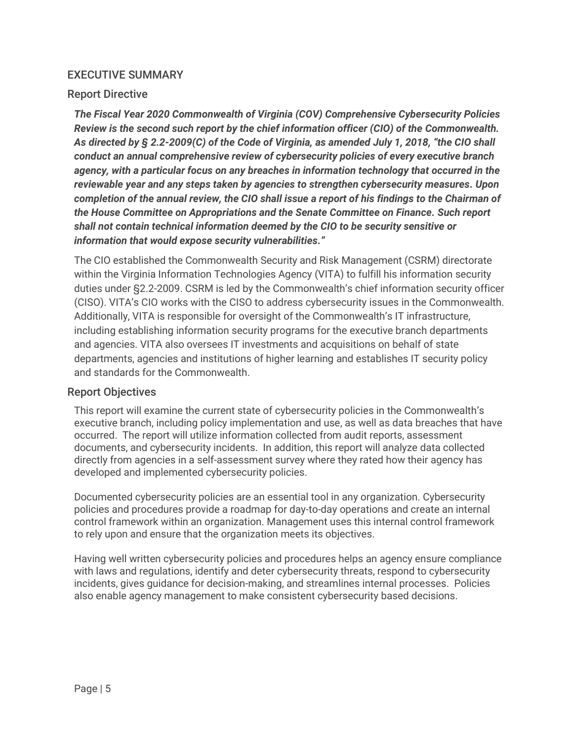## EXECUTIVE SUMMARY

### Report Directive

***The Fiscal Year 2020 Commonwealth of Virginia (COV) Comprehensive Cybersecurity Policies Review is the second such report by the chief information officer (CIO) of the Commonwealth. As directed by § 2.2-2009(C) of the Code of Virginia, as amended July 1, 2018, "the CIO shall conduct an annual comprehensive review of cybersecurity policies of every executive branch agency, with a particular focus on any breaches in information technology that occurred in the reviewable year and any steps taken by agencies to strengthen cybersecurity measures. Upon completion of the annual review, the CIO shall issue a report of his findings to the Chairman of the House Committee on Appropriations and the Senate Committee on Finance. Such report shall not contain technical information deemed by the CIO to be security sensitive or information that would expose security vulnerabilities."***

The CIO established the Commonwealth Security and Risk Management (CSRM) directorate within the Virginia Information Technologies Agency (VITA) to fulfill his information security duties under §2.2-2009. CSRM is led by the Commonwealth's chief information security officer (CISO). VITA's CIO works with the CISO to address cybersecurity issues in the Commonwealth. Additionally, VITA is responsible for oversight of the Commonwealth's IT infrastructure, including establishing information security programs for the executive branch departments and agencies. VITA also oversees IT investments and acquisitions on behalf of state departments, agencies and institutions of higher learning and establishes IT security policy and standards for the Commonwealth.

### Report Objectives

This report will examine the current state of cybersecurity policies in the Commonwealth's executive branch, including policy implementation and use, as well as data breaches that have occurred. The report will utilize information collected from audit reports, assessment documents, and cybersecurity incidents. In addition, this report will analyze data collected directly from agencies in a self-assessment survey where they rated how their agency has developed and implemented cybersecurity policies.

Documented cybersecurity policies are an essential tool in any organization. Cybersecurity policies and procedures provide a roadmap for day-to-day operations and create an internal control framework within an organization. Management uses this internal control framework to rely upon and ensure that the organization meets its objectives.

Having well written cybersecurity policies and procedures helps an agency ensure compliance with laws and regulations, identify and deter cybersecurity threats, respond to cybersecurity incidents, gives guidance for decision-making, and streamlines internal processes. Policies also enable agency management to make consistent cybersecurity based decisions.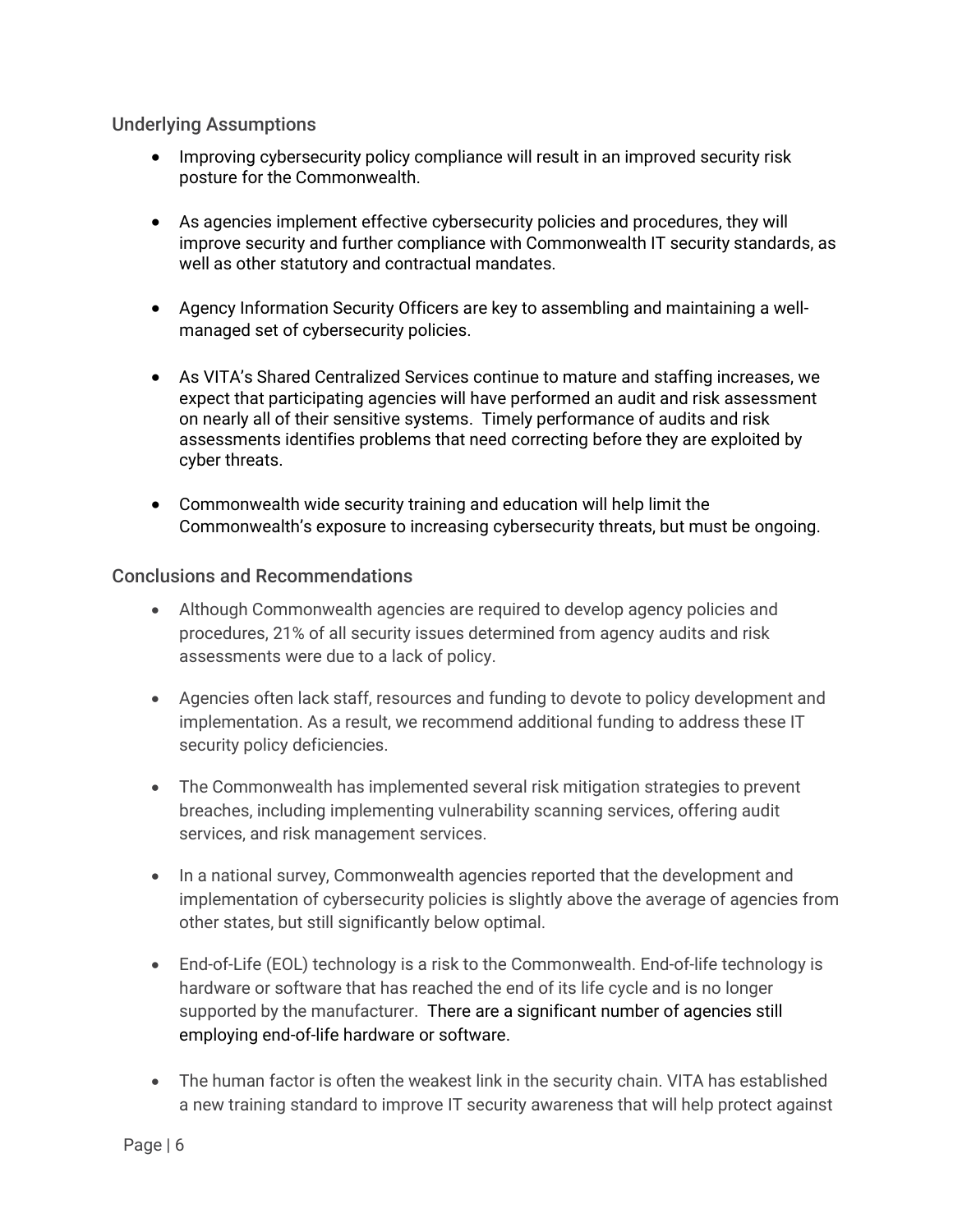## Underlying Assumptions

- Improving cybersecurity policy compliance will result in an improved security risk posture for the Commonwealth.
- As agencies implement effective cybersecurity policies and procedures, they will improve security and further compliance with Commonwealth IT security standards, as well as other statutory and contractual mandates.
- Agency Information Security Officers are key to assembling and maintaining a well-managed set of cybersecurity policies.
- As VITA's Shared Centralized Services continue to mature and staffing increases, we expect that participating agencies will have performed an audit and risk assessment on nearly all of their sensitive systems. Timely performance of audits and risk assessments identifies problems that need correcting before they are exploited by cyber threats.
- Commonwealth wide security training and education will help limit the Commonwealth's exposure to increasing cybersecurity threats, but must be ongoing.

## Conclusions and Recommendations

- Although Commonwealth agencies are required to develop agency policies and procedures, 21% of all security issues determined from agency audits and risk assessments were due to a lack of policy.
- Agencies often lack staff, resources and funding to devote to policy development and implementation. As a result, we recommend additional funding to address these IT security policy deficiencies.
- The Commonwealth has implemented several risk mitigation strategies to prevent breaches, including implementing vulnerability scanning services, offering audit services, and risk management services.
- In a national survey, Commonwealth agencies reported that the development and implementation of cybersecurity policies is slightly above the average of agencies from other states, but still significantly below optimal.
- End-of-Life (EOL) technology is a risk to the Commonwealth. End-of-life technology is hardware or software that has reached the end of its life cycle and is no longer supported by the manufacturer. There are a significant number of agencies still employing end-of-life hardware or software.
- The human factor is often the weakest link in the security chain. VITA has established a new training standard to improve IT security awareness that will help protect against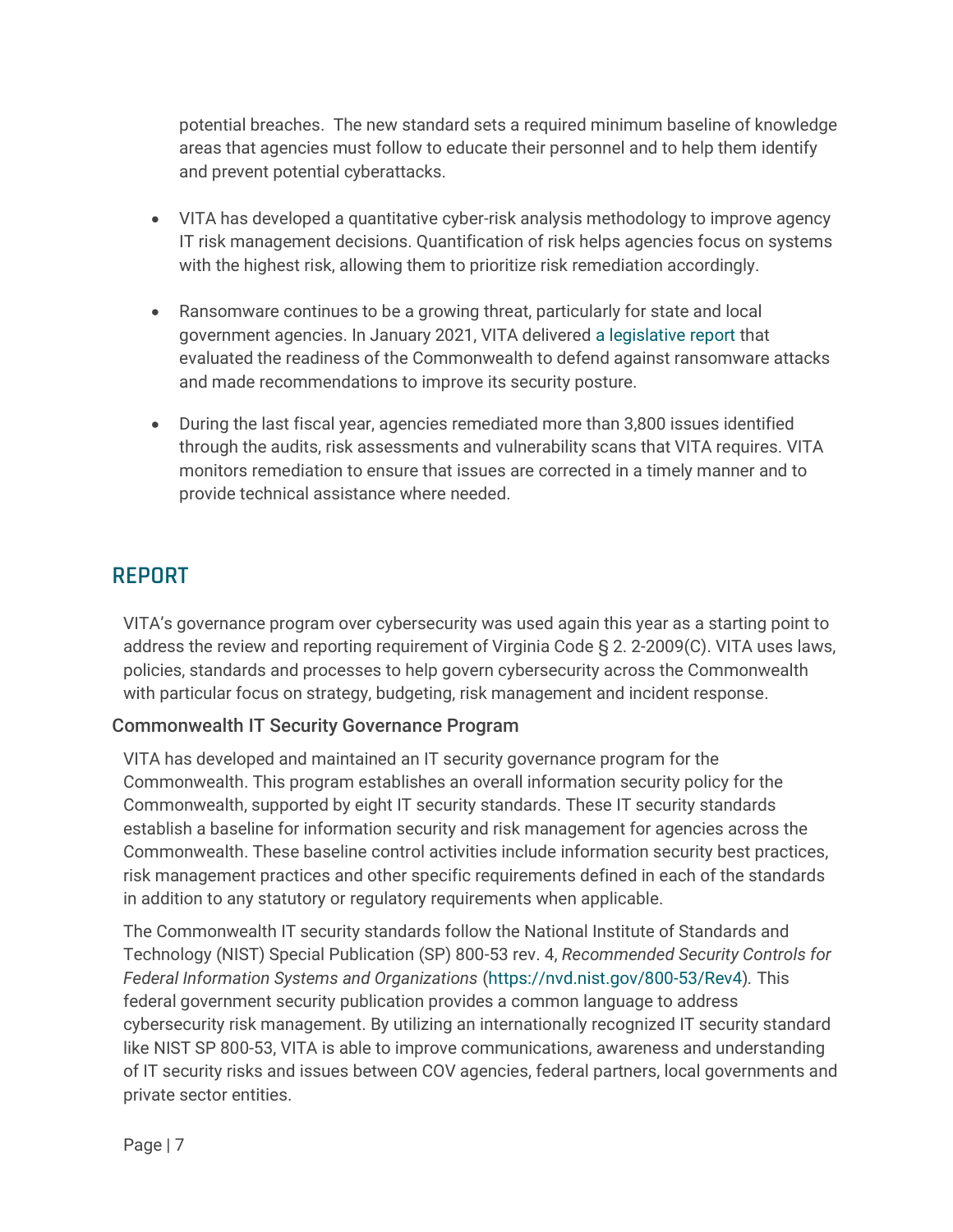potential breaches. The new standard sets a required minimum baseline of knowledge areas that agencies must follow to educate their personnel and to help them identify and prevent potential cyberattacks.

- VITA has developed a quantitative cyber-risk analysis methodology to improve agency IT risk management decisions. Quantification of risk helps agencies focus on systems with the highest risk, allowing them to prioritize risk remediation accordingly.

- Ransomware continues to be a growing threat, particularly for state and local government agencies. In January 2021, VITA delivered a legislative report that evaluated the readiness of the Commonwealth to defend against ransomware attacks and made recommendations to improve its security posture.

- During the last fiscal year, agencies remediated more than 3,800 issues identified through the audits, risk assessments and vulnerability scans that VITA requires. VITA monitors remediation to ensure that issues are corrected in a timely manner and to provide technical assistance where needed.

## REPORT

VITA's governance program over cybersecurity was used again this year as a starting point to address the review and reporting requirement of Virginia Code § 2. 2-2009(C). VITA uses laws, policies, standards and processes to help govern cybersecurity across the Commonwealth with particular focus on strategy, budgeting, risk management and incident response.

### Commonwealth IT Security Governance Program

VITA has developed and maintained an IT security governance program for the Commonwealth. This program establishes an overall information security policy for the Commonwealth, supported by eight IT security standards. These IT security standards establish a baseline for information security and risk management for agencies across the Commonwealth. These baseline control activities include information security best practices, risk management practices and other specific requirements defined in each of the standards in addition to any statutory or regulatory requirements when applicable.

The Commonwealth IT security standards follow the National Institute of Standards and Technology (NIST) Special Publication (SP) 800-53 rev. 4, *Recommended Security Controls for Federal Information Systems and Organizations* (https://nvd.nist.gov/800-53/Rev4). This federal government security publication provides a common language to address cybersecurity risk management. By utilizing an internationally recognized IT security standard like NIST SP 800-53, VITA is able to improve communications, awareness and understanding of IT security risks and issues between COV agencies, federal partners, local governments and private sector entities.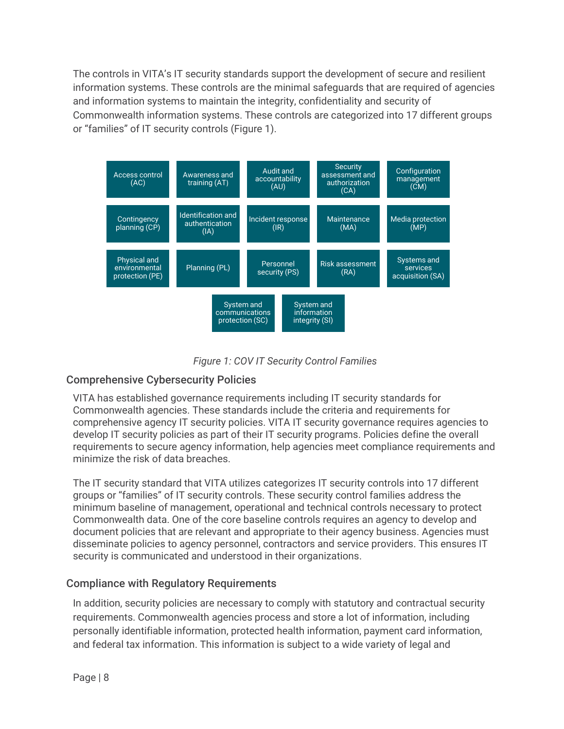The controls in VITA's IT security standards support the development of secure and resilient information systems. These controls are the minimal safeguards that are required of agencies and information systems to maintain the integrity, confidentiality and security of Commonwealth information systems. These controls are categorized into 17 different groups or "families" of IT security controls (Figure 1).

| | | | | |
|---|---|---|---|---|
| Access control (AC) | Awareness and training (AT) | Audit and accountability (AU) | Security assessment and authorization (CA) | Configuration management (CM) |
| Contingency planning (CP) | Identification and authentication (IA) | Incident response (IR) | Maintenance (MA) | Media protection (MP) |
| Physical and environmental protection (PE) | Planning (PL) | Personnel security (PS) | Risk assessment (RA) | Systems and services acquisition (SA) |
| System and communications protection (SC) | System and information integrity (SI) | | | |

*Figure 1: COV IT Security Control Families*

## Comprehensive Cybersecurity Policies

VITA has established governance requirements including IT security standards for Commonwealth agencies. These standards include the criteria and requirements for comprehensive agency IT security policies. VITA IT security governance requires agencies to develop IT security policies as part of their IT security programs. Policies define the overall requirements to secure agency information, help agencies meet compliance requirements and minimize the risk of data breaches.

The IT security standard that VITA utilizes categorizes IT security controls into 17 different groups or "families" of IT security controls. These security control families address the minimum baseline of management, operational and technical controls necessary to protect Commonwealth data. One of the core baseline controls requires an agency to develop and document policies that are relevant and appropriate to their agency business. Agencies must disseminate policies to agency personnel, contractors and service providers. This ensures IT security is communicated and understood in their organizations.

## Compliance with Regulatory Requirements

In addition, security policies are necessary to comply with statutory and contractual security requirements. Commonwealth agencies process and store a lot of information, including personally identifiable information, protected health information, payment card information, and federal tax information. This information is subject to a wide variety of legal and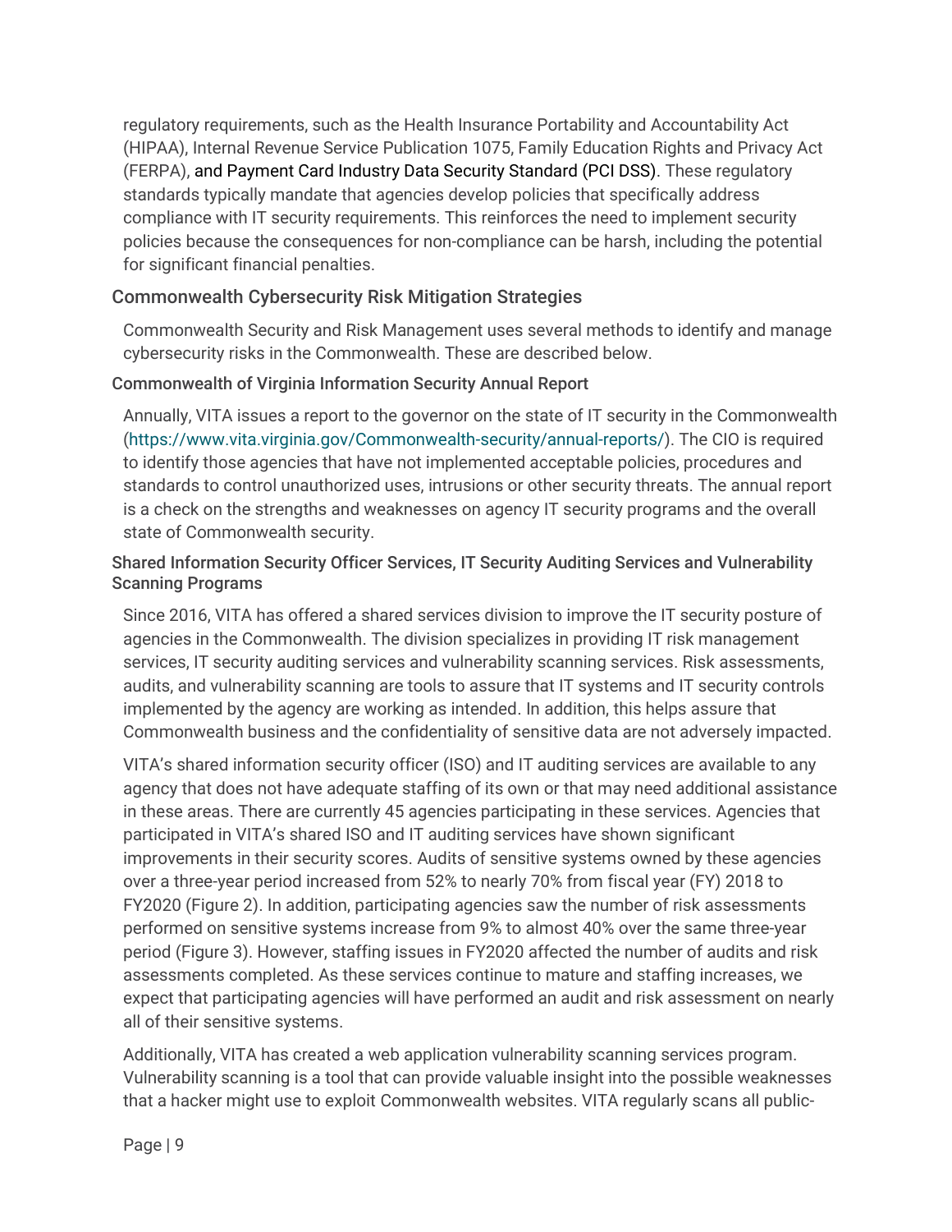regulatory requirements, such as the Health Insurance Portability and Accountability Act (HIPAA), Internal Revenue Service Publication 1075, Family Education Rights and Privacy Act (FERPA), and Payment Card Industry Data Security Standard (PCI DSS). These regulatory standards typically mandate that agencies develop policies that specifically address compliance with IT security requirements. This reinforces the need to implement security policies because the consequences for non-compliance can be harsh, including the potential for significant financial penalties.

## Commonwealth Cybersecurity Risk Mitigation Strategies

Commonwealth Security and Risk Management uses several methods to identify and manage cybersecurity risks in the Commonwealth. These are described below.

### Commonwealth of Virginia Information Security Annual Report

Annually, VITA issues a report to the governor on the state of IT security in the Commonwealth (https://www.vita.virginia.gov/Commonwealth-security/annual-reports/). The CIO is required to identify those agencies that have not implemented acceptable policies, procedures and standards to control unauthorized uses, intrusions or other security threats. The annual report is a check on the strengths and weaknesses on agency IT security programs and the overall state of Commonwealth security.

### Shared Information Security Officer Services, IT Security Auditing Services and Vulnerability Scanning Programs

Since 2016, VITA has offered a shared services division to improve the IT security posture of agencies in the Commonwealth. The division specializes in providing IT risk management services, IT security auditing services and vulnerability scanning services. Risk assessments, audits, and vulnerability scanning are tools to assure that IT systems and IT security controls implemented by the agency are working as intended. In addition, this helps assure that Commonwealth business and the confidentiality of sensitive data are not adversely impacted.

VITA's shared information security officer (ISO) and IT auditing services are available to any agency that does not have adequate staffing of its own or that may need additional assistance in these areas. There are currently 45 agencies participating in these services. Agencies that participated in VITA's shared ISO and IT auditing services have shown significant improvements in their security scores. Audits of sensitive systems owned by these agencies over a three-year period increased from 52% to nearly 70% from fiscal year (FY) 2018 to FY2020 (Figure 2). In addition, participating agencies saw the number of risk assessments performed on sensitive systems increase from 9% to almost 40% over the same three-year period (Figure 3). However, staffing issues in FY2020 affected the number of audits and risk assessments completed. As these services continue to mature and staffing increases, we expect that participating agencies will have performed an audit and risk assessment on nearly all of their sensitive systems.

Additionally, VITA has created a web application vulnerability scanning services program. Vulnerability scanning is a tool that can provide valuable insight into the possible weaknesses that a hacker might use to exploit Commonwealth websites. VITA regularly scans all public-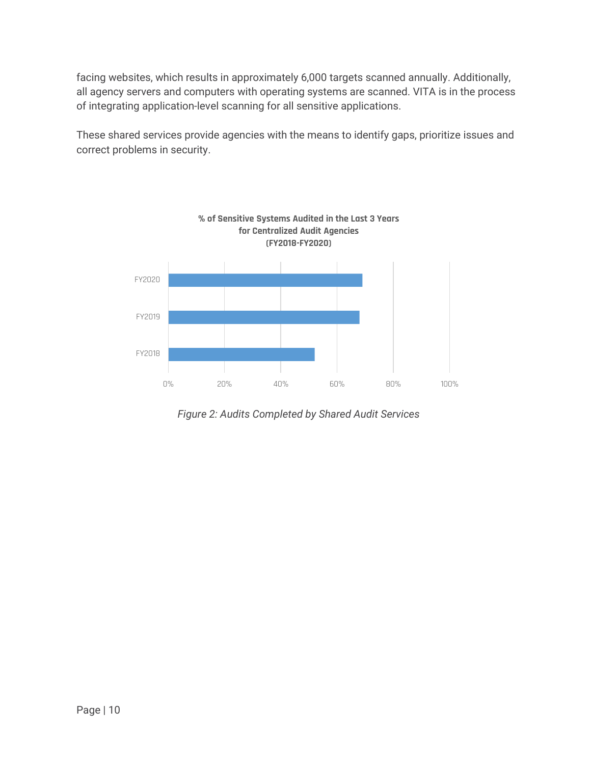facing websites, which results in approximately 6,000 targets scanned annually. Additionally, all agency servers and computers with operating systems are scanned. VITA is in the process of integrating application-level scanning for all sensitive applications.

These shared services provide agencies with the means to identify gaps, prioritize issues and correct problems in security.

**% of Sensitive Systems Audited in the Last 3 Years for Centralized Audit Agencies (FY2018-FY2020)**

*Figure 2: Audits Completed by Shared Audit Services*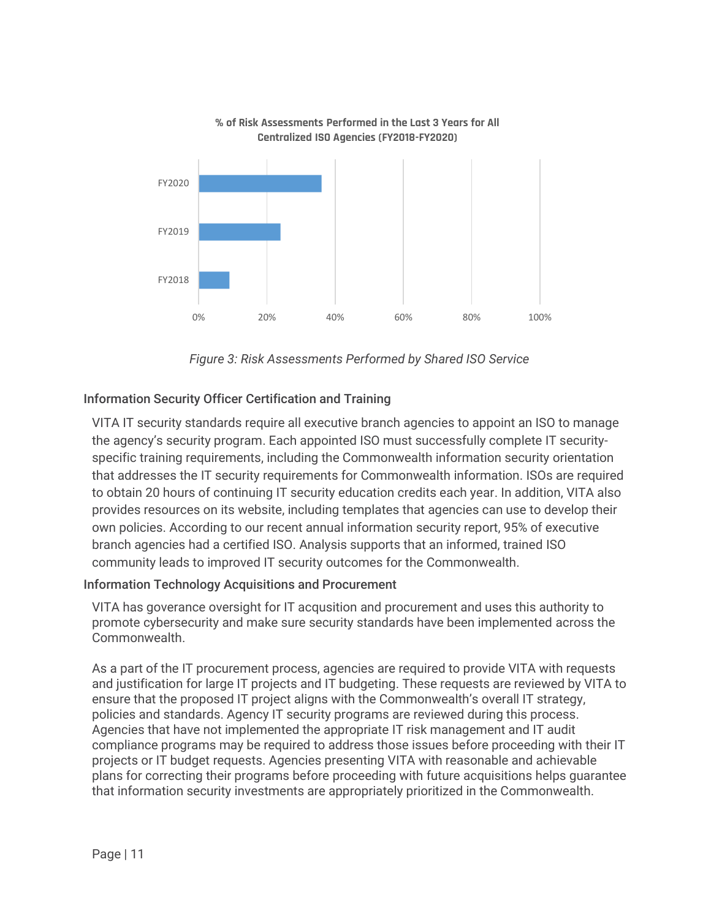% of Risk Assessments Performed in the Last 3 Years for All Centralized ISO Agencies (FY2018-FY2020)

*Figure 3: Risk Assessments Performed by Shared ISO Service*

### Information Security Officer Certification and Training

VITA IT security standards require all executive branch agencies to appoint an ISO to manage the agency's security program. Each appointed ISO must successfully complete IT security-specific training requirements, including the Commonwealth information security orientation that addresses the IT security requirements for Commonwealth information. ISOs are required to obtain 20 hours of continuing IT security education credits each year. In addition, VITA also provides resources on its website, including templates that agencies can use to develop their own policies. According to our recent annual information security report, 95% of executive branch agencies had a certified ISO. Analysis supports that an informed, trained ISO community leads to improved IT security outcomes for the Commonwealth.

### Information Technology Acquisitions and Procurement

VITA has goverance oversight for IT acqusition and procurement and uses this authority to promote cybersecurity and make sure security standards have been implemented across the Commonwealth.

As a part of the IT procurement process, agencies are required to provide VITA with requests and justification for large IT projects and IT budgeting. These requests are reviewed by VITA to ensure that the proposed IT project aligns with the Commonwealth's overall IT strategy, policies and standards. Agency IT security programs are reviewed during this process. Agencies that have not implemented the appropriate IT risk management and IT audit compliance programs may be required to address those issues before proceeding with their IT projects or IT budget requests. Agencies presenting VITA with reasonable and achievable plans for correcting their programs before proceeding with future acquisitions helps guarantee that information security investments are appropriately prioritized in the Commonwealth.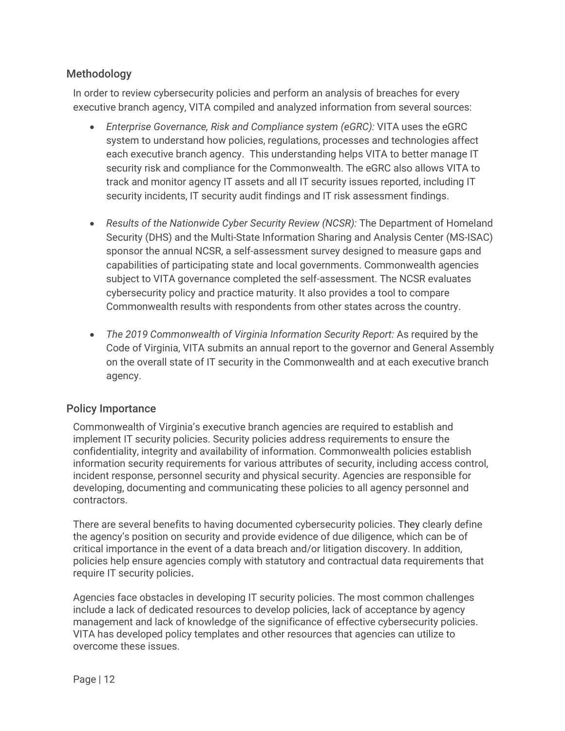## Methodology

In order to review cybersecurity policies and perform an analysis of breaches for every executive branch agency, VITA compiled and analyzed information from several sources:

- *Enterprise Governance, Risk and Compliance system (eGRC):* VITA uses the eGRC system to understand how policies, regulations, processes and technologies affect each executive branch agency. This understanding helps VITA to better manage IT security risk and compliance for the Commonwealth. The eGRC also allows VITA to track and monitor agency IT assets and all IT security issues reported, including IT security incidents, IT security audit findings and IT risk assessment findings.

- *Results of the Nationwide Cyber Security Review (NCSR):* The Department of Homeland Security (DHS) and the Multi-State Information Sharing and Analysis Center (MS-ISAC) sponsor the annual NCSR, a self-assessment survey designed to measure gaps and capabilities of participating state and local governments. Commonwealth agencies subject to VITA governance completed the self-assessment. The NCSR evaluates cybersecurity policy and practice maturity. It also provides a tool to compare Commonwealth results with respondents from other states across the country.

- *The 2019 Commonwealth of Virginia Information Security Report:* As required by the Code of Virginia, VITA submits an annual report to the governor and General Assembly on the overall state of IT security in the Commonwealth and at each executive branch agency.

## Policy Importance

Commonwealth of Virginia's executive branch agencies are required to establish and implement IT security policies. Security policies address requirements to ensure the confidentiality, integrity and availability of information. Commonwealth policies establish information security requirements for various attributes of security, including access control, incident response, personnel security and physical security. Agencies are responsible for developing, documenting and communicating these policies to all agency personnel and contractors.

There are several benefits to having documented cybersecurity policies. They clearly define the agency's position on security and provide evidence of due diligence, which can be of critical importance in the event of a data breach and/or litigation discovery. In addition, policies help ensure agencies comply with statutory and contractual data requirements that require IT security policies.

Agencies face obstacles in developing IT security policies. The most common challenges include a lack of dedicated resources to develop policies, lack of acceptance by agency management and lack of knowledge of the significance of effective cybersecurity policies. VITA has developed policy templates and other resources that agencies can utilize to overcome these issues.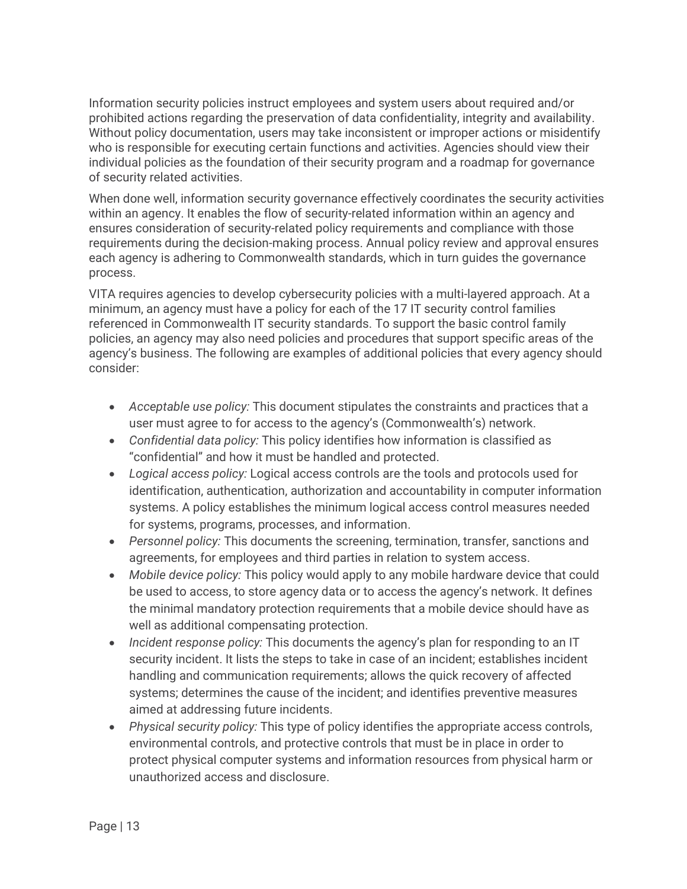Information security policies instruct employees and system users about required and/or prohibited actions regarding the preservation of data confidentiality, integrity and availability. Without policy documentation, users may take inconsistent or improper actions or misidentify who is responsible for executing certain functions and activities. Agencies should view their individual policies as the foundation of their security program and a roadmap for governance of security related activities.

When done well, information security governance effectively coordinates the security activities within an agency. It enables the flow of security-related information within an agency and ensures consideration of security-related policy requirements and compliance with those requirements during the decision-making process. Annual policy review and approval ensures each agency is adhering to Commonwealth standards, which in turn guides the governance process.

VITA requires agencies to develop cybersecurity policies with a multi-layered approach. At a minimum, an agency must have a policy for each of the 17 IT security control families referenced in Commonwealth IT security standards. To support the basic control family policies, an agency may also need policies and procedures that support specific areas of the agency's business. The following are examples of additional policies that every agency should consider:

- *Acceptable use policy:* This document stipulates the constraints and practices that a user must agree to for access to the agency's (Commonwealth's) network.
- *Confidential data policy:* This policy identifies how information is classified as "confidential" and how it must be handled and protected.
- *Logical access policy:* Logical access controls are the tools and protocols used for identification, authentication, authorization and accountability in computer information systems. A policy establishes the minimum logical access control measures needed for systems, programs, processes, and information.
- *Personnel policy:* This documents the screening, termination, transfer, sanctions and agreements, for employees and third parties in relation to system access.
- *Mobile device policy:* This policy would apply to any mobile hardware device that could be used to access, to store agency data or to access the agency's network. It defines the minimal mandatory protection requirements that a mobile device should have as well as additional compensating protection.
- *Incident response policy:* This documents the agency's plan for responding to an IT security incident. It lists the steps to take in case of an incident; establishes incident handling and communication requirements; allows the quick recovery of affected systems; determines the cause of the incident; and identifies preventive measures aimed at addressing future incidents.
- *Physical security policy:* This type of policy identifies the appropriate access controls, environmental controls, and protective controls that must be in place in order to protect physical computer systems and information resources from physical harm or unauthorized access and disclosure.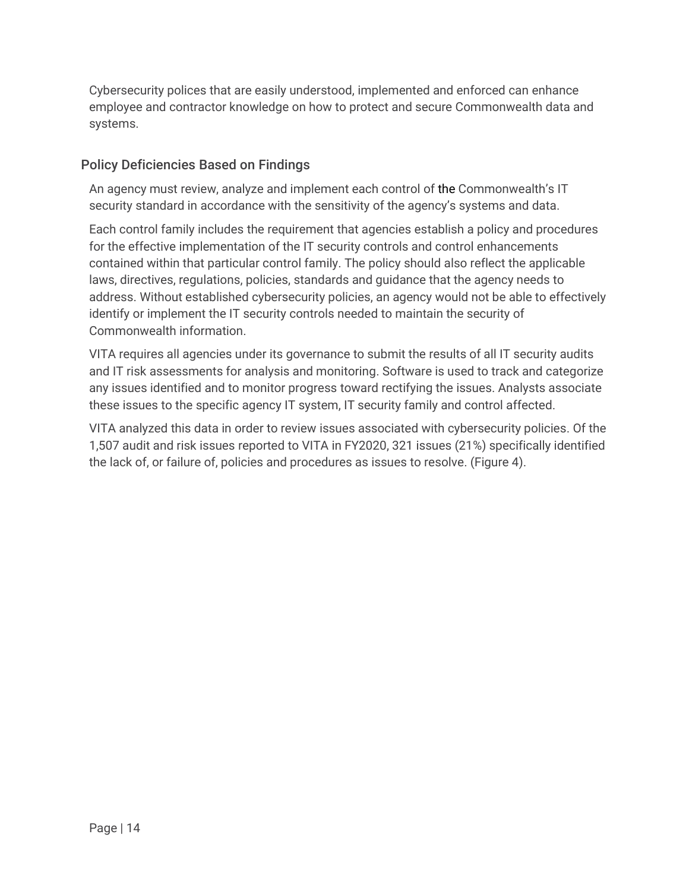Cybersecurity polices that are easily understood, implemented and enforced can enhance employee and contractor knowledge on how to protect and secure Commonwealth data and systems.

## Policy Deficiencies Based on Findings

An agency must review, analyze and implement each control of the Commonwealth's IT security standard in accordance with the sensitivity of the agency's systems and data.

Each control family includes the requirement that agencies establish a policy and procedures for the effective implementation of the IT security controls and control enhancements contained within that particular control family. The policy should also reflect the applicable laws, directives, regulations, policies, standards and guidance that the agency needs to address. Without established cybersecurity policies, an agency would not be able to effectively identify or implement the IT security controls needed to maintain the security of Commonwealth information.

VITA requires all agencies under its governance to submit the results of all IT security audits and IT risk assessments for analysis and monitoring. Software is used to track and categorize any issues identified and to monitor progress toward rectifying the issues. Analysts associate these issues to the specific agency IT system, IT security family and control affected.

VITA analyzed this data in order to review issues associated with cybersecurity policies. Of the 1,507 audit and risk issues reported to VITA in FY2020, 321 issues (21%) specifically identified the lack of, or failure of, policies and procedures as issues to resolve. (Figure 4).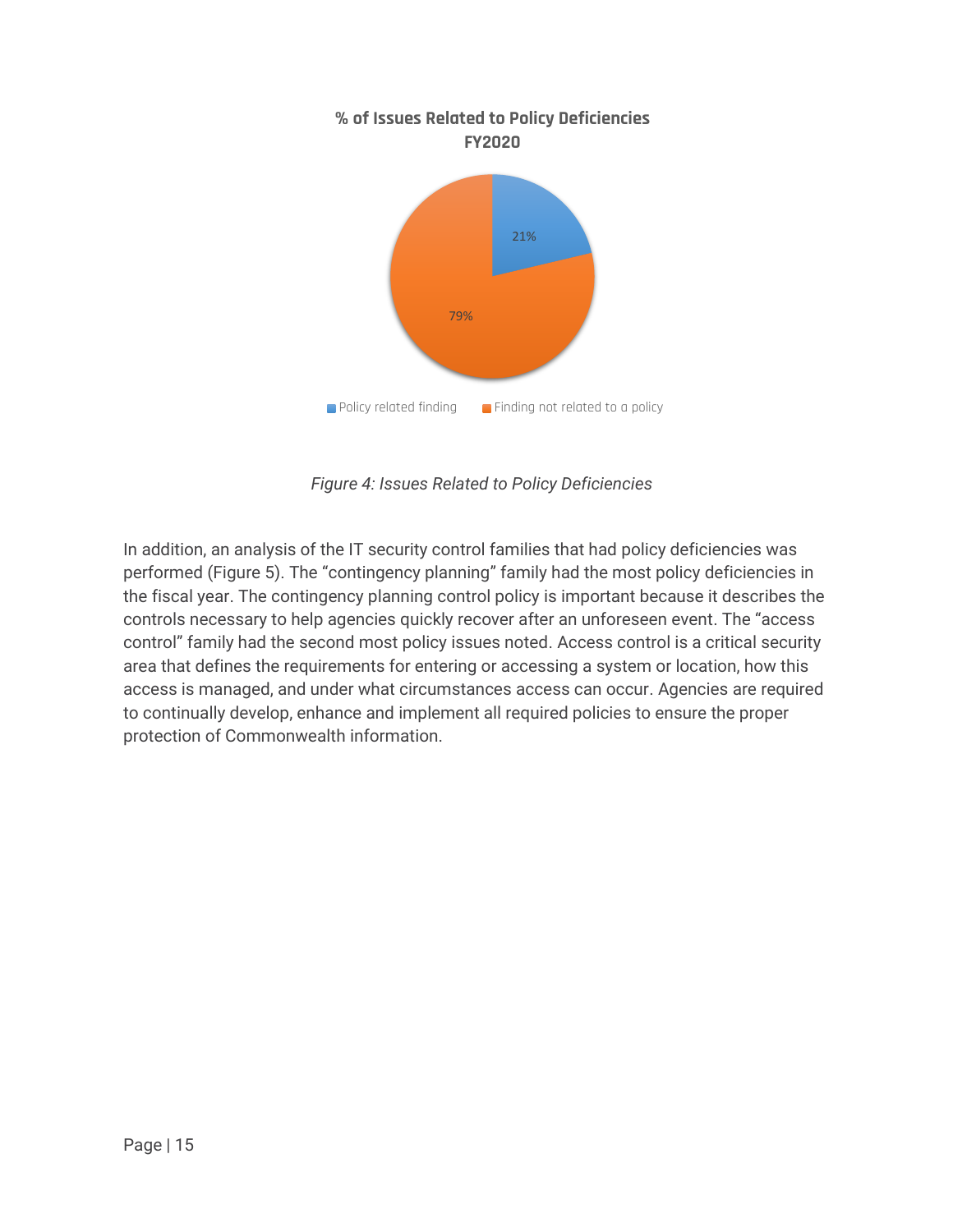**% of Issues Related to Policy Deficiencies FY2020**

| Category | % |
|---|---|
| Policy related finding | 21% |
| Finding not related to a policy | 79% |

*Figure 4: Issues Related to Policy Deficiencies*

In addition, an analysis of the IT security control families that had policy deficiencies was performed (Figure 5). The "contingency planning" family had the most policy deficiencies in the fiscal year. The contingency planning control policy is important because it describes the controls necessary to help agencies quickly recover after an unforeseen event. The "access control" family had the second most policy issues noted. Access control is a critical security area that defines the requirements for entering or accessing a system or location, how this access is managed, and under what circumstances access can occur. Agencies are required to continually develop, enhance and implement all required policies to ensure the proper protection of Commonwealth information.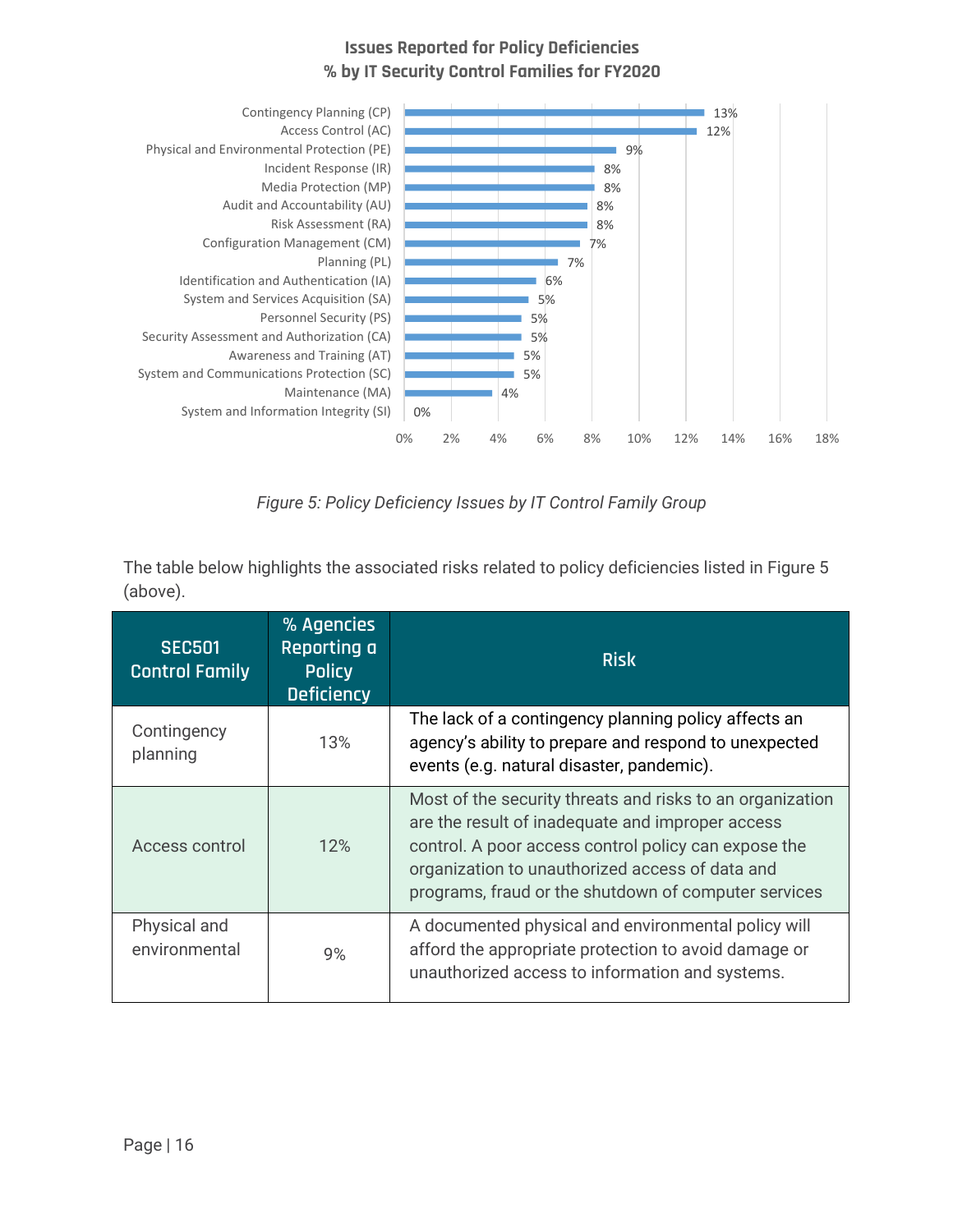**Issues Reported for Policy Deficiencies**
**% by IT Security Control Families for FY2020**

| Control Family | % |
|---|---|
| Contingency Planning (CP) | 13% |
| Access Control (AC) | 12% |
| Physical and Environmental Protection (PE) | 9% |
| Incident Response (IR) | 8% |
| Media Protection (MP) | 8% |
| Audit and Accountability (AU) | 8% |
| Risk Assessment (RA) | 8% |
| Configuration Management (CM) | 7% |
| Planning (PL) | 7% |
| Identification and Authentication (IA) | 6% |
| System and Services Acquisition (SA) | 5% |
| Personnel Security (PS) | 5% |
| Security Assessment and Authorization (CA) | 5% |
| Awareness and Training (AT) | 5% |
| System and Communications Protection (SC) | 5% |
| Maintenance (MA) | 4% |
| System and Information Integrity (SI) | 0% |

*Figure 5: Policy Deficiency Issues by IT Control Family Group*

The table below highlights the associated risks related to policy deficiencies listed in Figure 5 (above).

| SEC501 Control Family | % Agencies Reporting a Policy Deficiency | Risk |
|---|---|---|
| Contingency planning | 13% | The lack of a contingency planning policy affects an agency's ability to prepare and respond to unexpected events (e.g. natural disaster, pandemic). |
| Access control | 12% | Most of the security threats and risks to an organization are the result of inadequate and improper access control. A poor access control policy can expose the organization to unauthorized access of data and programs, fraud or the shutdown of computer services |
| Physical and environmental | 9% | A documented physical and environmental policy will afford the appropriate protection to avoid damage or unauthorized access to information and systems. |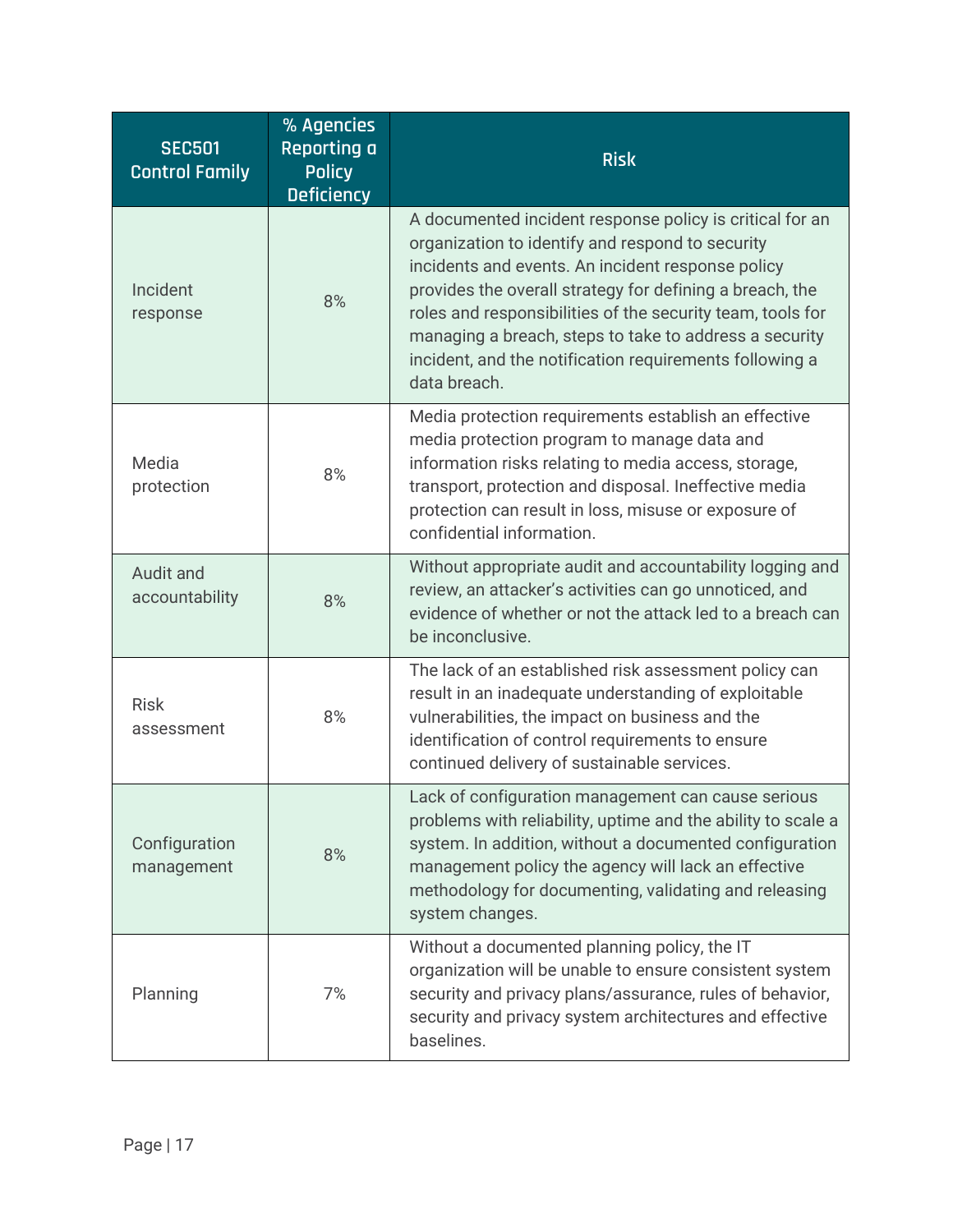| SEC501 Control Family | % Agencies Reporting a Policy Deficiency | Risk |
|---|---|---|
| Incident response | 8% | A documented incident response policy is critical for an organization to identify and respond to security incidents and events. An incident response policy provides the overall strategy for defining a breach, the roles and responsibilities of the security team, tools for managing a breach, steps to take to address a security incident, and the notification requirements following a data breach. |
| Media protection | 8% | Media protection requirements establish an effective media protection program to manage data and information risks relating to media access, storage, transport, protection and disposal. Ineffective media protection can result in loss, misuse or exposure of confidential information. |
| Audit and accountability | 8% | Without appropriate audit and accountability logging and review, an attacker's activities can go unnoticed, and evidence of whether or not the attack led to a breach can be inconclusive. |
| Risk assessment | 8% | The lack of an established risk assessment policy can result in an inadequate understanding of exploitable vulnerabilities, the impact on business and the identification of control requirements to ensure continued delivery of sustainable services. |
| Configuration management | 8% | Lack of configuration management can cause serious problems with reliability, uptime and the ability to scale a system. In addition, without a documented configuration management policy the agency will lack an effective methodology for documenting, validating and releasing system changes. |
| Planning | 7% | Without a documented planning policy, the IT organization will be unable to ensure consistent system security and privacy plans/assurance, rules of behavior, security and privacy system architectures and effective baselines. |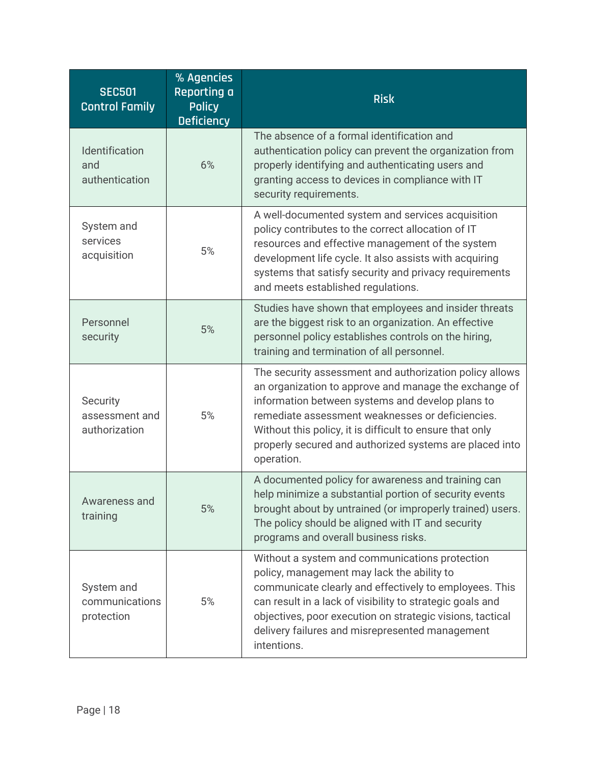| SEC501 Control Family | % Agencies Reporting a Policy Deficiency | Risk |
|---|---|---|
| Identification and authentication | 6% | The absence of a formal identification and authentication policy can prevent the organization from properly identifying and authenticating users and granting access to devices in compliance with IT security requirements. |
| System and services acquisition | 5% | A well-documented system and services acquisition policy contributes to the correct allocation of IT resources and effective management of the system development life cycle. It also assists with acquiring systems that satisfy security and privacy requirements and meets established regulations. |
| Personnel security | 5% | Studies have shown that employees and insider threats are the biggest risk to an organization. An effective personnel policy establishes controls on the hiring, training and termination of all personnel. |
| Security assessment and authorization | 5% | The security assessment and authorization policy allows an organization to approve and manage the exchange of information between systems and develop plans to remediate assessment weaknesses or deficiencies. Without this policy, it is difficult to ensure that only properly secured and authorized systems are placed into operation. |
| Awareness and training | 5% | A documented policy for awareness and training can help minimize a substantial portion of security events brought about by untrained (or improperly trained) users. The policy should be aligned with IT and security programs and overall business risks. |
| System and communications protection | 5% | Without a system and communications protection policy, management may lack the ability to communicate clearly and effectively to employees. This can result in a lack of visibility to strategic goals and objectives, poor execution on strategic visions, tactical delivery failures and misrepresented management intentions. |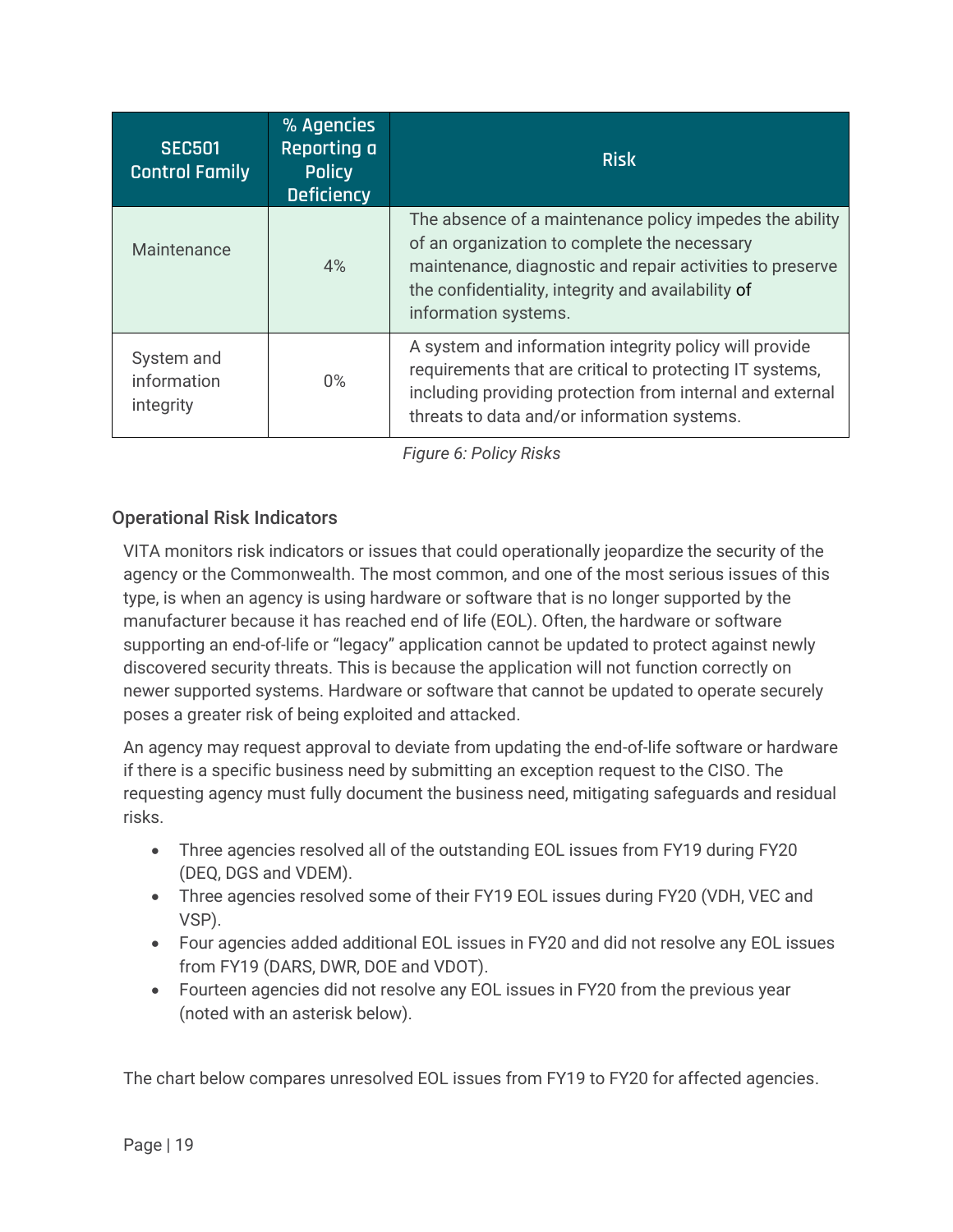| SEC501 Control Family | % Agencies Reporting a Policy Deficiency | Risk |
|---|---|---|
| Maintenance | 4% | The absence of a maintenance policy impedes the ability of an organization to complete the necessary maintenance, diagnostic and repair activities to preserve the confidentiality, integrity and availability of information systems. |
| System and information integrity | 0% | A system and information integrity policy will provide requirements that are critical to protecting IT systems, including providing protection from internal and external threats to data and/or information systems. |

*Figure 6: Policy Risks*

## Operational Risk Indicators

VITA monitors risk indicators or issues that could operationally jeopardize the security of the agency or the Commonwealth. The most common, and one of the most serious issues of this type, is when an agency is using hardware or software that is no longer supported by the manufacturer because it has reached end of life (EOL). Often, the hardware or software supporting an end-of-life or "legacy" application cannot be updated to protect against newly discovered security threats. This is because the application will not function correctly on newer supported systems. Hardware or software that cannot be updated to operate securely poses a greater risk of being exploited and attacked.

An agency may request approval to deviate from updating the end-of-life software or hardware if there is a specific business need by submitting an exception request to the CISO. The requesting agency must fully document the business need, mitigating safeguards and residual risks.

- Three agencies resolved all of the outstanding EOL issues from FY19 during FY20 (DEQ, DGS and VDEM).
- Three agencies resolved some of their FY19 EOL issues during FY20 (VDH, VEC and VSP).
- Four agencies added additional EOL issues in FY20 and did not resolve any EOL issues from FY19 (DARS, DWR, DOE and VDOT).
- Fourteen agencies did not resolve any EOL issues in FY20 from the previous year (noted with an asterisk below).

The chart below compares unresolved EOL issues from FY19 to FY20 for affected agencies.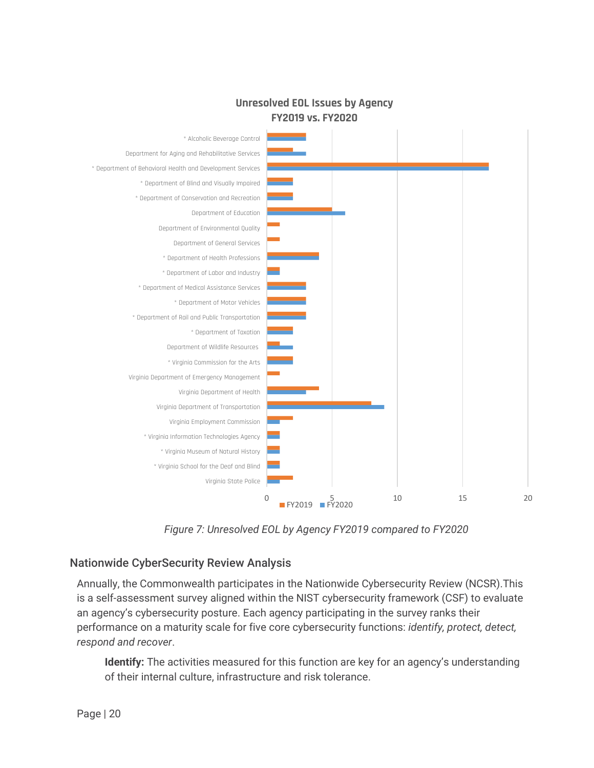Figure 7: Unresolved EOL by Agency FY2019 compared to FY2020

## Nationwide CyberSecurity Review Analysis

Annually, the Commonwealth participates in the Nationwide Cybersecurity Review (NCSR).This is a self-assessment survey aligned within the NIST cybersecurity framework (CSF) to evaluate an agency's cybersecurity posture. Each agency participating in the survey ranks their performance on a maturity scale for five core cybersecurity functions: *identify, protect, detect, respond and recover*.

**Identify:** The activities measured for this function are key for an agency's understanding of their internal culture, infrastructure and risk tolerance.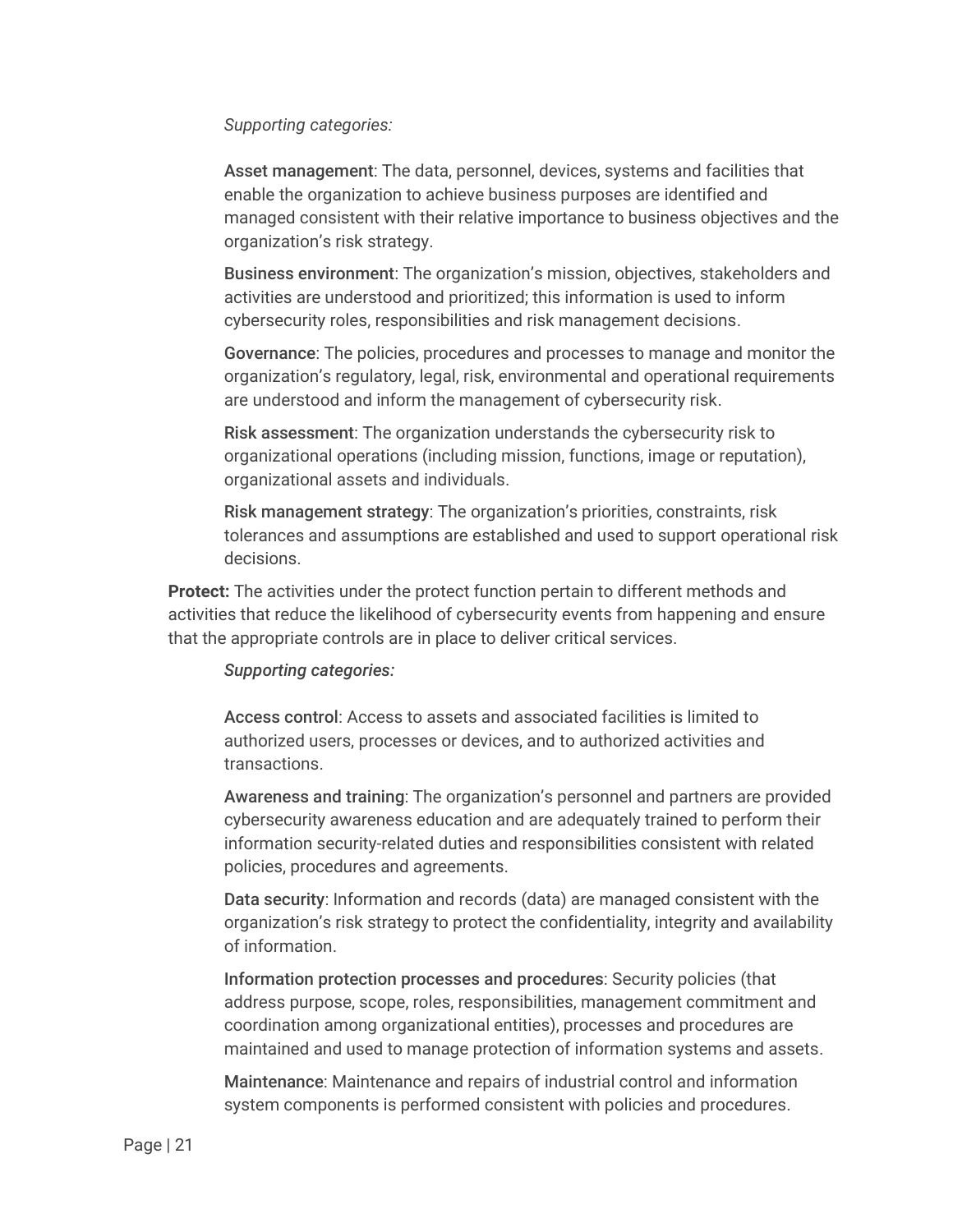*Supporting categories:*

Asset management: The data, personnel, devices, systems and facilities that enable the organization to achieve business purposes are identified and managed consistent with their relative importance to business objectives and the organization's risk strategy.

Business environment: The organization's mission, objectives, stakeholders and activities are understood and prioritized; this information is used to inform cybersecurity roles, responsibilities and risk management decisions.

Governance: The policies, procedures and processes to manage and monitor the organization's regulatory, legal, risk, environmental and operational requirements are understood and inform the management of cybersecurity risk.

Risk assessment: The organization understands the cybersecurity risk to organizational operations (including mission, functions, image or reputation), organizational assets and individuals.

Risk management strategy: The organization's priorities, constraints, risk tolerances and assumptions are established and used to support operational risk decisions.

**Protect:** The activities under the protect function pertain to different methods and activities that reduce the likelihood of cybersecurity events from happening and ensure that the appropriate controls are in place to deliver critical services.

*Supporting categories:*

Access control: Access to assets and associated facilities is limited to authorized users, processes or devices, and to authorized activities and transactions.

Awareness and training: The organization's personnel and partners are provided cybersecurity awareness education and are adequately trained to perform their information security-related duties and responsibilities consistent with related policies, procedures and agreements.

Data security: Information and records (data) are managed consistent with the organization's risk strategy to protect the confidentiality, integrity and availability of information.

Information protection processes and procedures: Security policies (that address purpose, scope, roles, responsibilities, management commitment and coordination among organizational entities), processes and procedures are maintained and used to manage protection of information systems and assets.

Maintenance: Maintenance and repairs of industrial control and information system components is performed consistent with policies and procedures.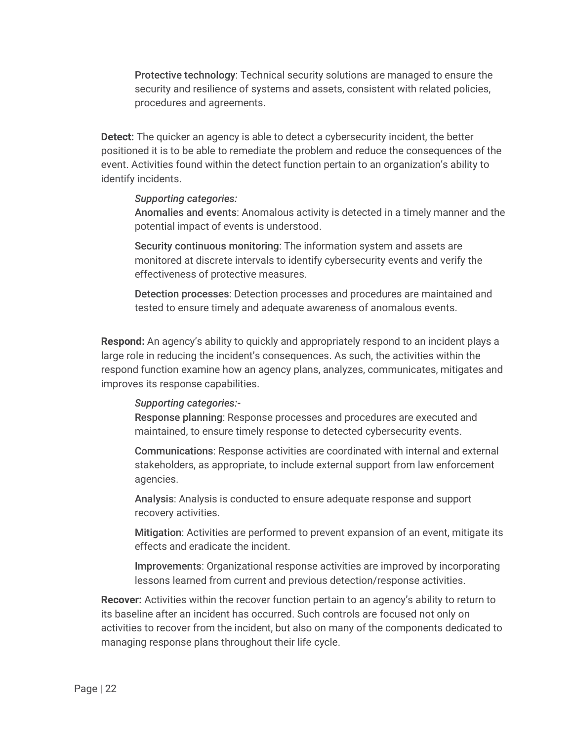Protective technology: Technical security solutions are managed to ensure the security and resilience of systems and assets, consistent with related policies, procedures and agreements.

**Detect:** The quicker an agency is able to detect a cybersecurity incident, the better positioned it is to be able to remediate the problem and reduce the consequences of the event. Activities found within the detect function pertain to an organization's ability to identify incidents.

*Supporting categories:*

Anomalies and events: Anomalous activity is detected in a timely manner and the potential impact of events is understood.

Security continuous monitoring: The information system and assets are monitored at discrete intervals to identify cybersecurity events and verify the effectiveness of protective measures.

Detection processes: Detection processes and procedures are maintained and tested to ensure timely and adequate awareness of anomalous events.

**Respond:** An agency's ability to quickly and appropriately respond to an incident plays a large role in reducing the incident's consequences. As such, the activities within the respond function examine how an agency plans, analyzes, communicates, mitigates and improves its response capabilities.

*Supporting categories:-*

Response planning: Response processes and procedures are executed and maintained, to ensure timely response to detected cybersecurity events.

Communications: Response activities are coordinated with internal and external stakeholders, as appropriate, to include external support from law enforcement agencies.

Analysis: Analysis is conducted to ensure adequate response and support recovery activities.

Mitigation: Activities are performed to prevent expansion of an event, mitigate its effects and eradicate the incident.

Improvements: Organizational response activities are improved by incorporating lessons learned from current and previous detection/response activities.

**Recover:** Activities within the recover function pertain to an agency's ability to return to its baseline after an incident has occurred. Such controls are focused not only on activities to recover from the incident, but also on many of the components dedicated to managing response plans throughout their life cycle.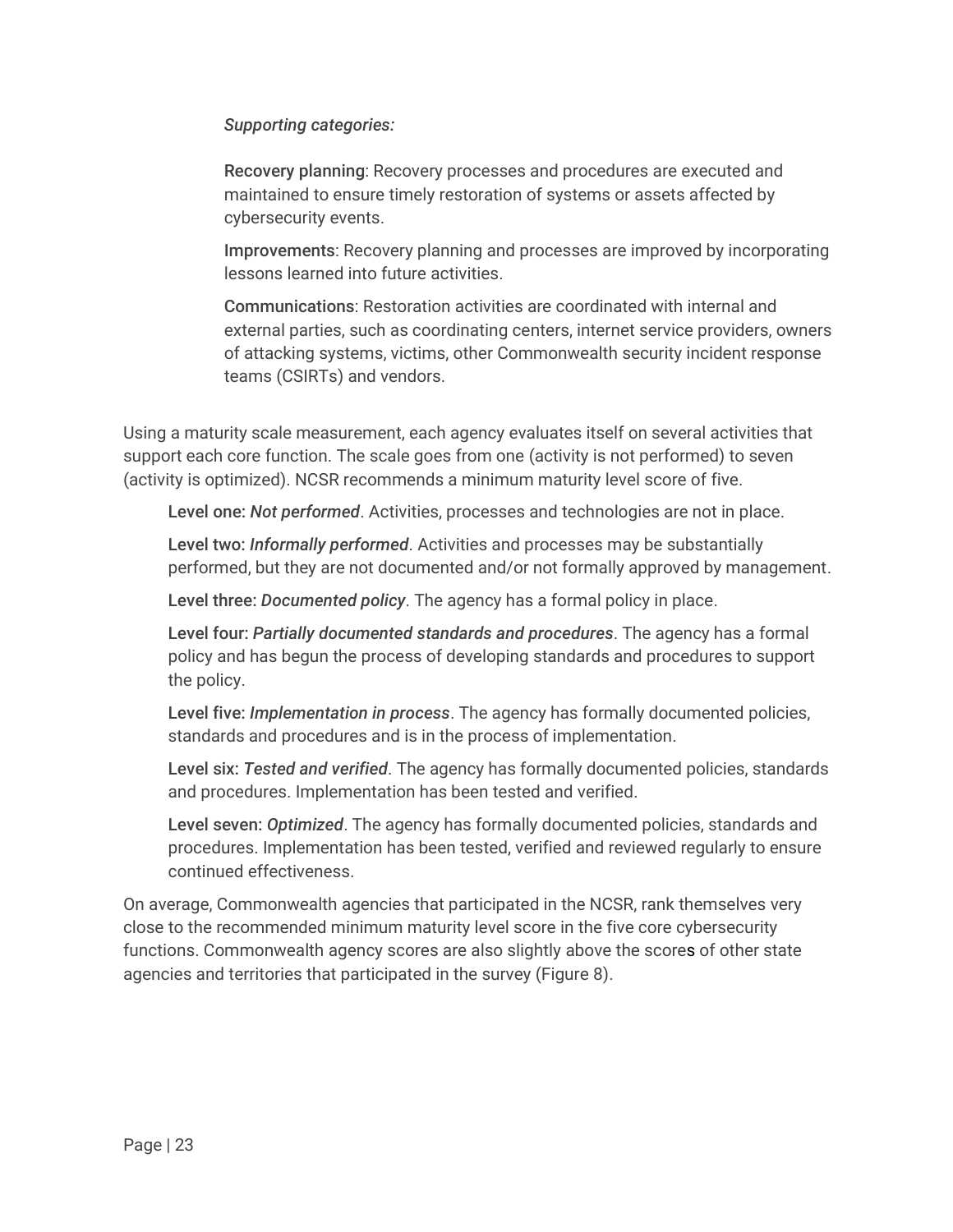*Supporting categories:*

Recovery planning: Recovery processes and procedures are executed and maintained to ensure timely restoration of systems or assets affected by cybersecurity events.

Improvements: Recovery planning and processes are improved by incorporating lessons learned into future activities.

Communications: Restoration activities are coordinated with internal and external parties, such as coordinating centers, internet service providers, owners of attacking systems, victims, other Commonwealth security incident response teams (CSIRTs) and vendors.

Using a maturity scale measurement, each agency evaluates itself on several activities that support each core function. The scale goes from one (activity is not performed) to seven (activity is optimized). NCSR recommends a minimum maturity level score of five.

Level one: *Not performed*. Activities, processes and technologies are not in place.

Level two: *Informally performed*. Activities and processes may be substantially performed, but they are not documented and/or not formally approved by management.

Level three: *Documented policy*. The agency has a formal policy in place.

Level four: *Partially documented standards and procedures*. The agency has a formal policy and has begun the process of developing standards and procedures to support the policy.

Level five: *Implementation in process*. The agency has formally documented policies, standards and procedures and is in the process of implementation.

Level six: *Tested and verified*. The agency has formally documented policies, standards and procedures. Implementation has been tested and verified.

Level seven: *Optimized*. The agency has formally documented policies, standards and procedures. Implementation has been tested, verified and reviewed regularly to ensure continued effectiveness.

On average, Commonwealth agencies that participated in the NCSR, rank themselves very close to the recommended minimum maturity level score in the five core cybersecurity functions. Commonwealth agency scores are also slightly above the scores of other state agencies and territories that participated in the survey (Figure 8).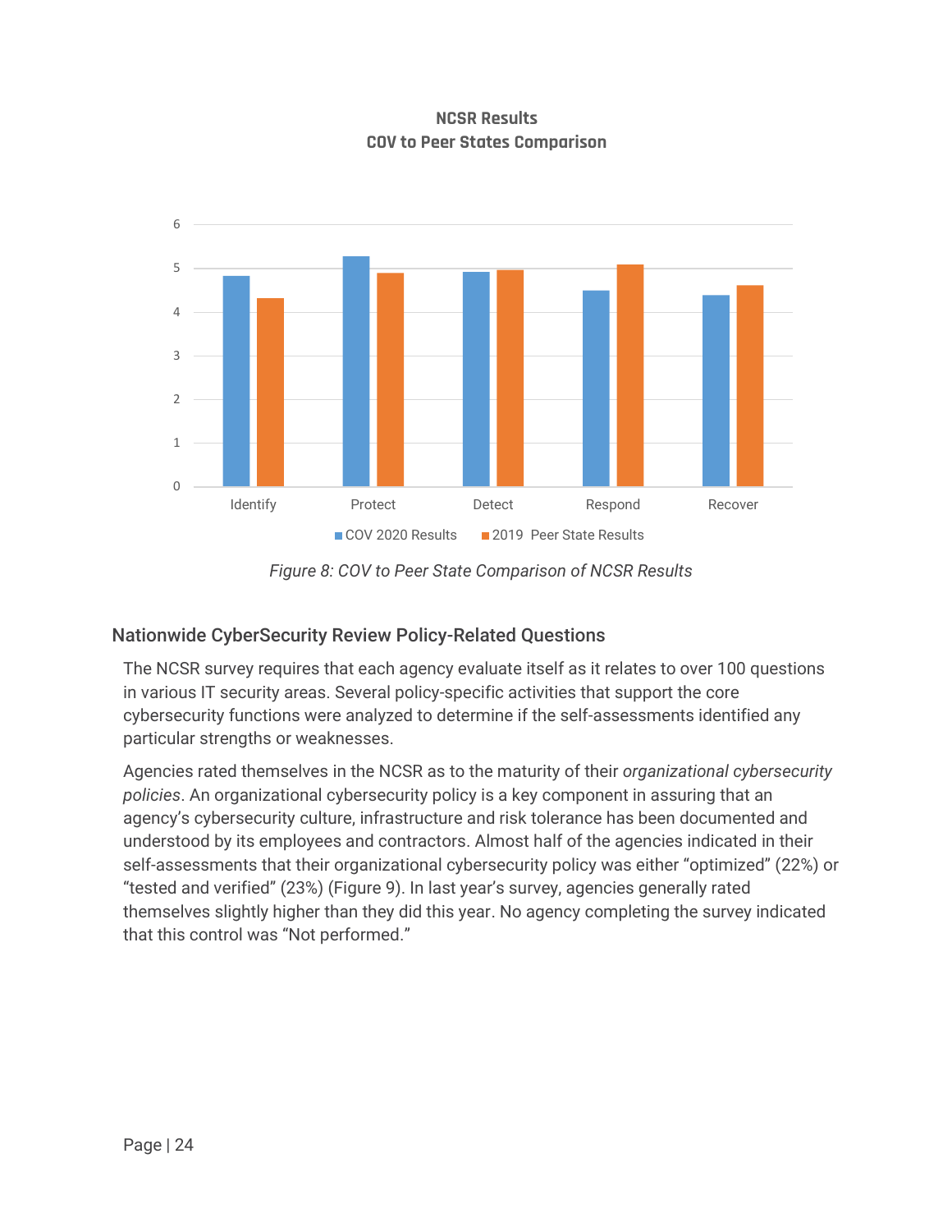**NCSR Results**
**COV to Peer States Comparison**

*Figure 8: COV to Peer State Comparison of NCSR Results*

## Nationwide CyberSecurity Review Policy-Related Questions

The NCSR survey requires that each agency evaluate itself as it relates to over 100 questions in various IT security areas. Several policy-specific activities that support the core cybersecurity functions were analyzed to determine if the self-assessments identified any particular strengths or weaknesses.

Agencies rated themselves in the NCSR as to the maturity of their *organizational cybersecurity policies*. An organizational cybersecurity policy is a key component in assuring that an agency's cybersecurity culture, infrastructure and risk tolerance has been documented and understood by its employees and contractors. Almost half of the agencies indicated in their self-assessments that their organizational cybersecurity policy was either "optimized" (22%) or "tested and verified" (23%) (Figure 9). In last year's survey, agencies generally rated themselves slightly higher than they did this year. No agency completing the survey indicated that this control was "Not performed."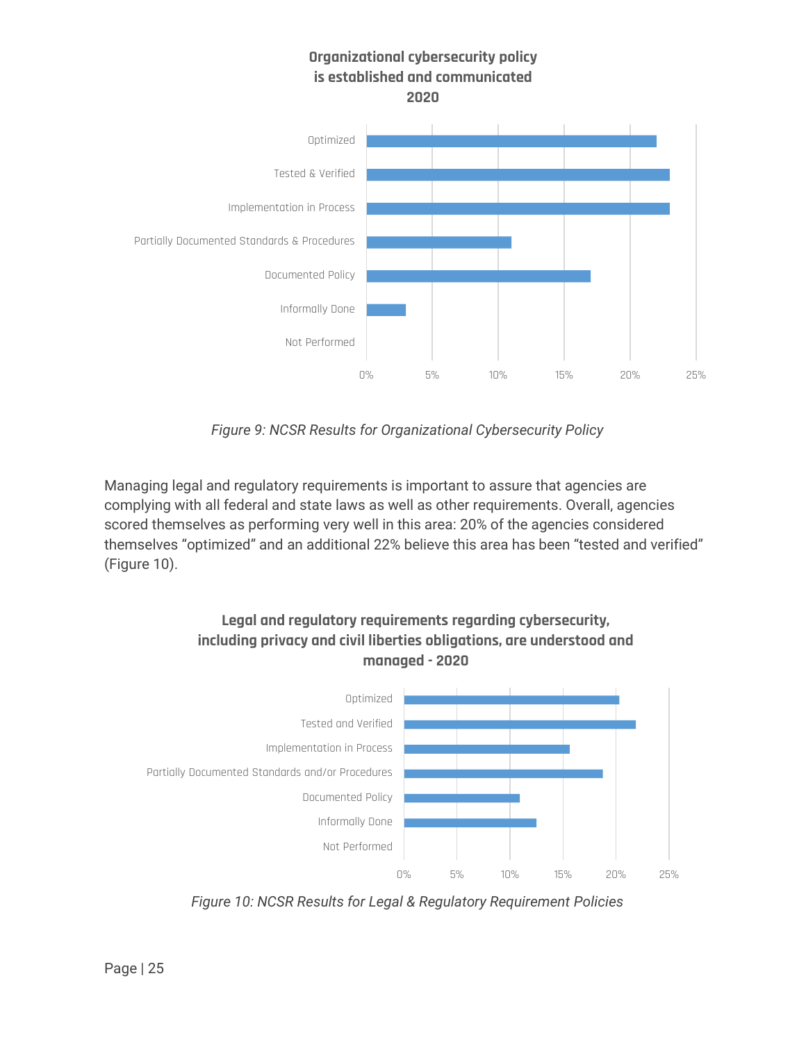Figure 9: NCSR Results for Organizational Cybersecurity Policy

Managing legal and regulatory requirements is important to assure that agencies are complying with all federal and state laws as well as other requirements. Overall, agencies scored themselves as performing very well in this area: 20% of the agencies considered themselves "optimized" and an additional 22% believe this area has been "tested and verified" (Figure 10).

Figure 10: NCSR Results for Legal & Regulatory Requirement Policies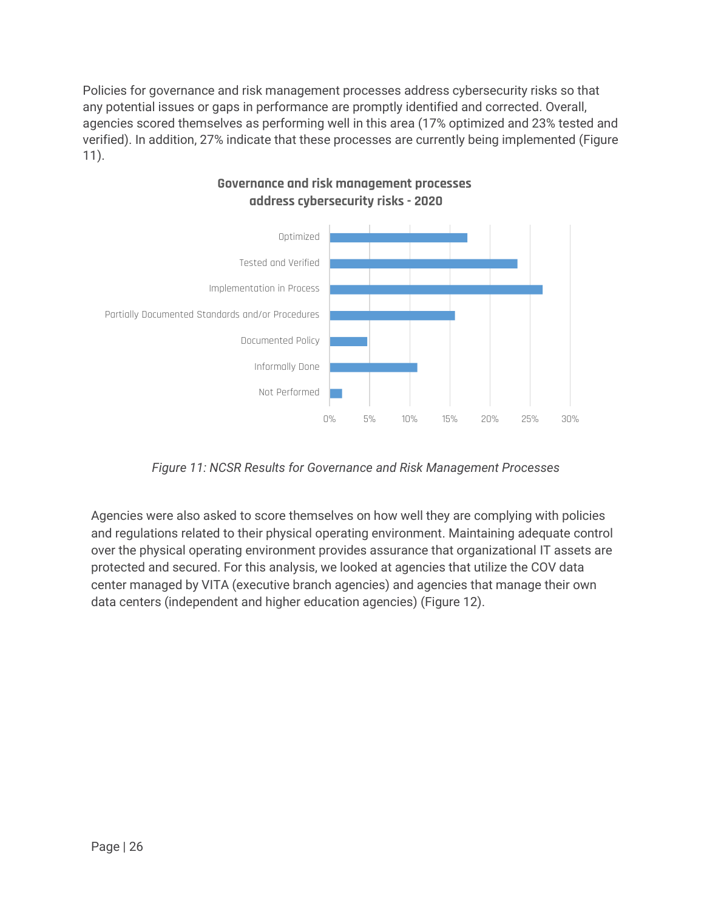Policies for governance and risk management processes address cybersecurity risks so that any potential issues or gaps in performance are promptly identified and corrected. Overall, agencies scored themselves as performing well in this area (17% optimized and 23% tested and verified). In addition, 27% indicate that these processes are currently being implemented (Figure 11).

**Governance and risk management processes address cybersecurity risks - 2020**

| Category | Value |
|---|---|
| Optimized | ~17% |
| Tested and Verified | ~23% |
| Implementation in Process | ~27% |
| Partially Documented Standards and/or Procedures | ~16% |
| Documented Policy | ~5% |
| Informally Done | ~11% |
| Not Performed | ~2% |

*Figure 11: NCSR Results for Governance and Risk Management Processes*

Agencies were also asked to score themselves on how well they are complying with policies and regulations related to their physical operating environment. Maintaining adequate control over the physical operating environment provides assurance that organizational IT assets are protected and secured. For this analysis, we looked at agencies that utilize the COV data center managed by VITA (executive branch agencies) and agencies that manage their own data centers (independent and higher education agencies) (Figure 12).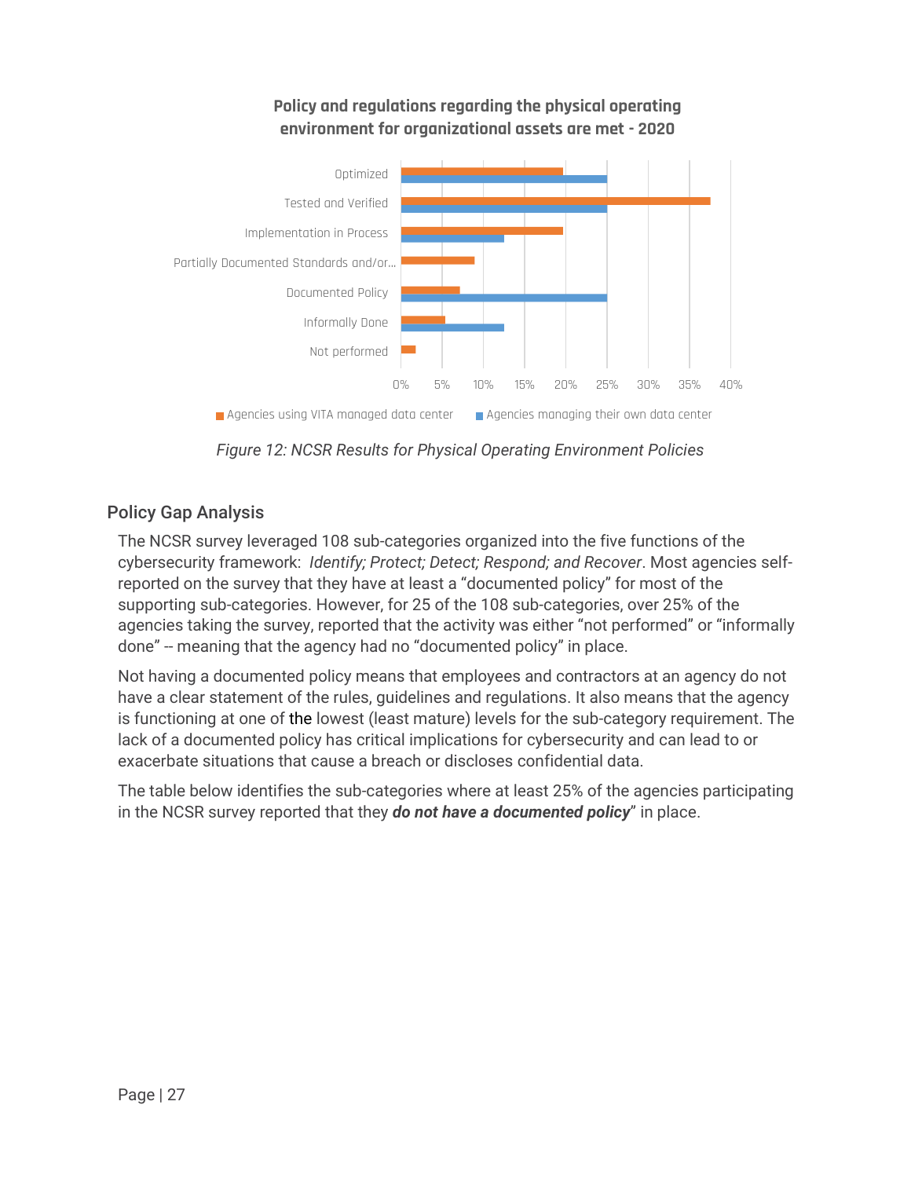Figure 12: NCSR Results for Physical Operating Environment Policies

## Policy Gap Analysis

The NCSR survey leveraged 108 sub-categories organized into the five functions of the cybersecurity framework: *Identify; Protect; Detect; Respond; and Recover*. Most agencies self-reported on the survey that they have at least a “documented policy” for most of the supporting sub-categories. However, for 25 of the 108 sub-categories, over 25% of the agencies taking the survey, reported that the activity was either “not performed” or “informally done” -- meaning that the agency had no “documented policy” in place.

Not having a documented policy means that employees and contractors at an agency do not have a clear statement of the rules, guidelines and regulations. It also means that the agency is functioning at one of the lowest (least mature) levels for the sub-category requirement. The lack of a documented policy has critical implications for cybersecurity and can lead to or exacerbate situations that cause a breach or discloses confidential data.

The table below identifies the sub-categories where at least 25% of the agencies participating in the NCSR survey reported that they ***do not have a documented policy***” in place.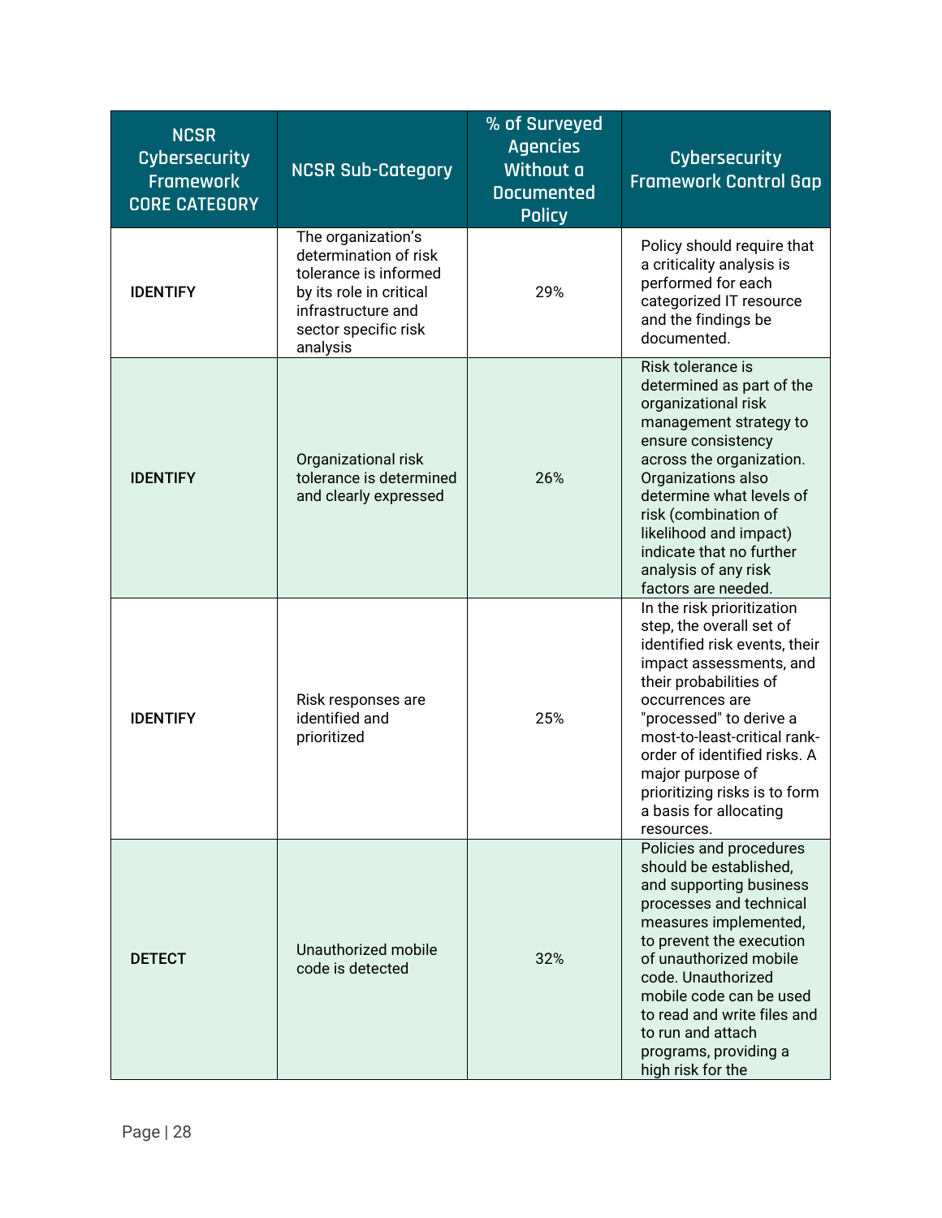| NCSR Cybersecurity Framework CORE CATEGORY | NCSR Sub-Category | % of Surveyed Agencies Without a Documented Policy | Cybersecurity Framework Control Gap |
|---|---|---|---|
| IDENTIFY | The organization's determination of risk tolerance is informed by its role in critical infrastructure and sector specific risk analysis | 29% | Policy should require that a criticality analysis is performed for each categorized IT resource and the findings be documented. |
| IDENTIFY | Organizational risk tolerance is determined and clearly expressed | 26% | Risk tolerance is determined as part of the organizational risk management strategy to ensure consistency across the organization. Organizations also determine what levels of risk (combination of likelihood and impact) indicate that no further analysis of any risk factors are needed. |
| IDENTIFY | Risk responses are identified and prioritized | 25% | In the risk prioritization step, the overall set of identified risk events, their impact assessments, and their probabilities of occurrences are "processed" to derive a most-to-least-critical rank-order of identified risks. A major purpose of prioritizing risks is to form a basis for allocating resources. |
| DETECT | Unauthorized mobile code is detected | 32% | Policies and procedures should be established, and supporting business processes and technical measures implemented, to prevent the execution of unauthorized mobile code. Unauthorized mobile code can be used to read and write files and to run and attach programs, providing a high risk for the |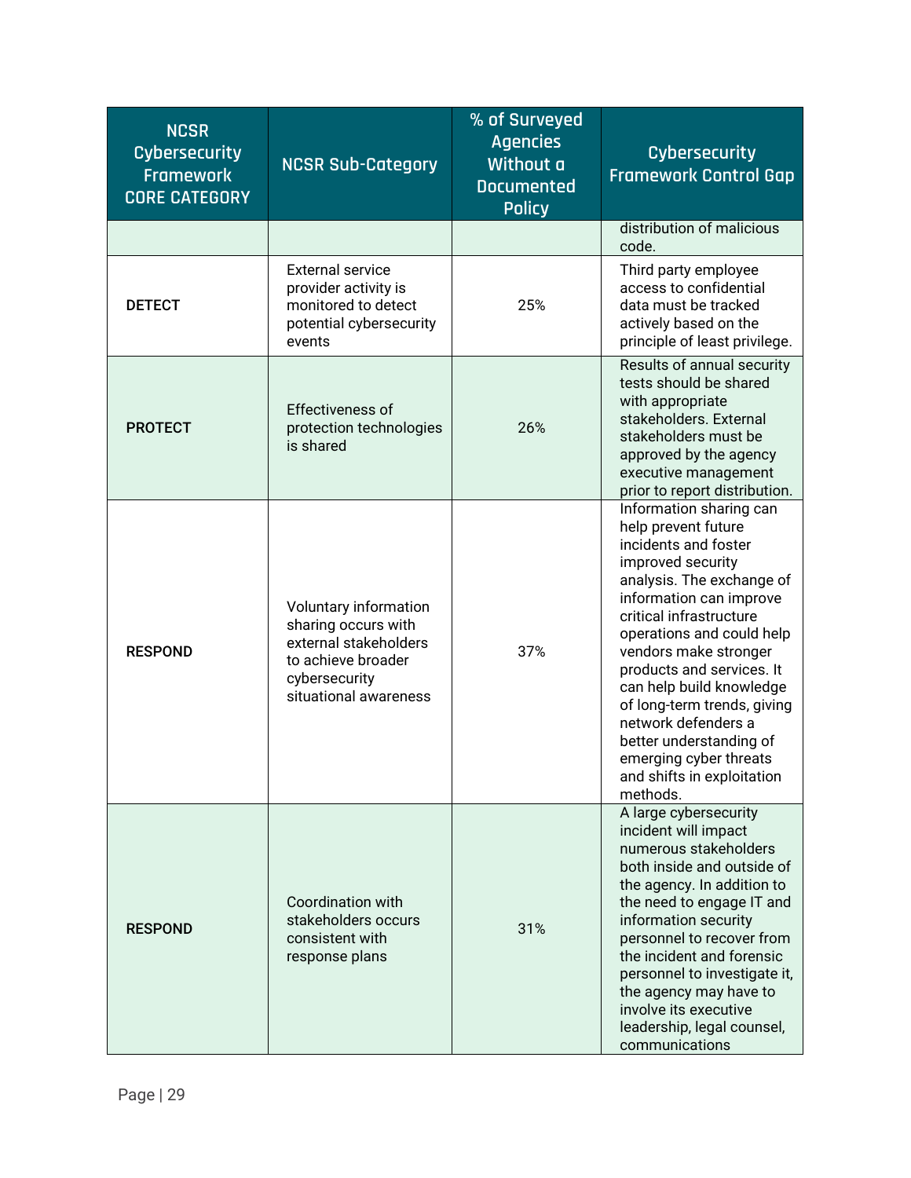| NCSR Cybersecurity Framework CORE CATEGORY | NCSR Sub-Category | % of Surveyed Agencies Without a Documented Policy | Cybersecurity Framework Control Gap |
|---|---|---|---|
| | | | distribution of malicious code. |
| DETECT | External service provider activity is monitored to detect potential cybersecurity events | 25% | Third party employee access to confidential data must be tracked actively based on the principle of least privilege. |
| PROTECT | Effectiveness of protection technologies is shared | 26% | Results of annual security tests should be shared with appropriate stakeholders. External stakeholders must be approved by the agency executive management prior to report distribution. |
| RESPOND | Voluntary information sharing occurs with external stakeholders to achieve broader cybersecurity situational awareness | 37% | Information sharing can help prevent future incidents and foster improved security analysis. The exchange of information can improve critical infrastructure operations and could help vendors make stronger products and services. It can help build knowledge of long-term trends, giving network defenders a better understanding of emerging cyber threats and shifts in exploitation methods. |
| RESPOND | Coordination with stakeholders occurs consistent with response plans | 31% | A large cybersecurity incident will impact numerous stakeholders both inside and outside of the agency. In addition to the need to engage IT and information security personnel to recover from the incident and forensic personnel to investigate it, the agency may have to involve its executive leadership, legal counsel, communications |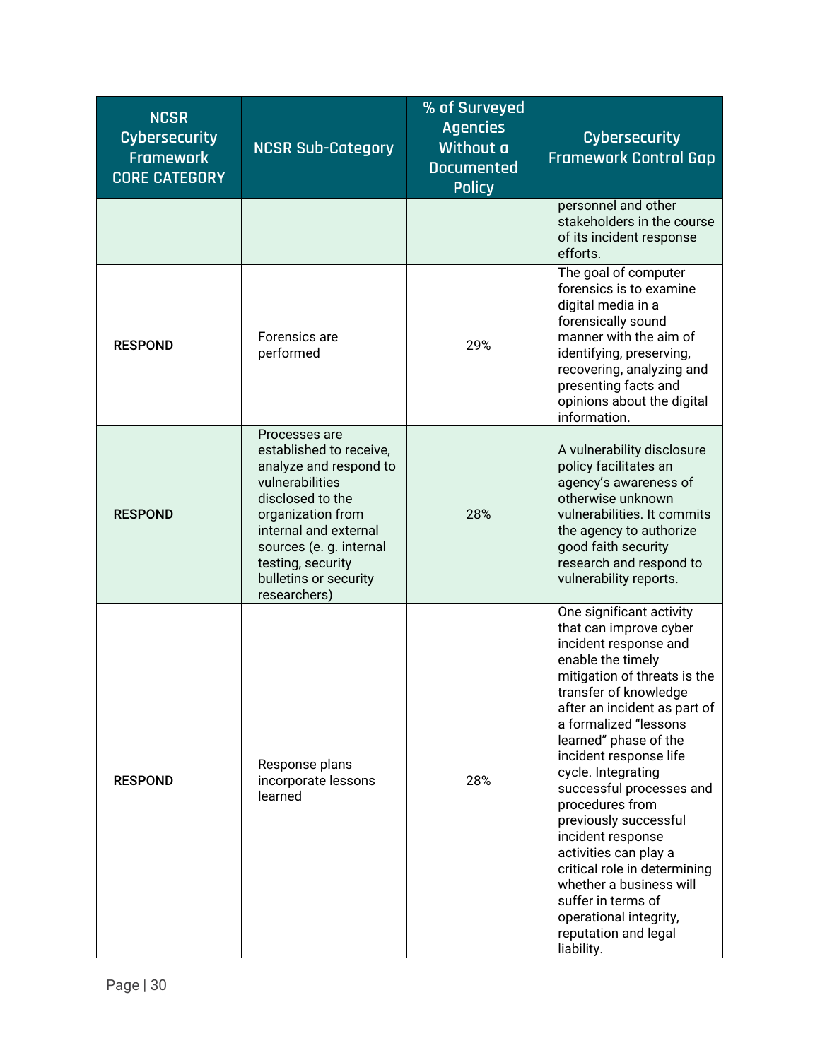| NCSR Cybersecurity Framework CORE CATEGORY | NCSR Sub-Category | % of Surveyed Agencies Without a Documented Policy | Cybersecurity Framework Control Gap |
|---|---|---|---|
| | | | personnel and other stakeholders in the course of its incident response efforts. |
| RESPOND | Forensics are performed | 29% | The goal of computer forensics is to examine digital media in a forensically sound manner with the aim of identifying, preserving, recovering, analyzing and presenting facts and opinions about the digital information. |
| RESPOND | Processes are established to receive, analyze and respond to vulnerabilities disclosed to the organization from internal and external sources (e. g. internal testing, security bulletins or security researchers) | 28% | A vulnerability disclosure policy facilitates an agency's awareness of otherwise unknown vulnerabilities. It commits the agency to authorize good faith security research and respond to vulnerability reports. |
| RESPOND | Response plans incorporate lessons learned | 28% | One significant activity that can improve cyber incident response and enable the timely mitigation of threats is the transfer of knowledge after an incident as part of a formalized "lessons learned" phase of the incident response life cycle. Integrating successful processes and procedures from previously successful incident response activities can play a critical role in determining whether a business will suffer in terms of operational integrity, reputation and legal liability. |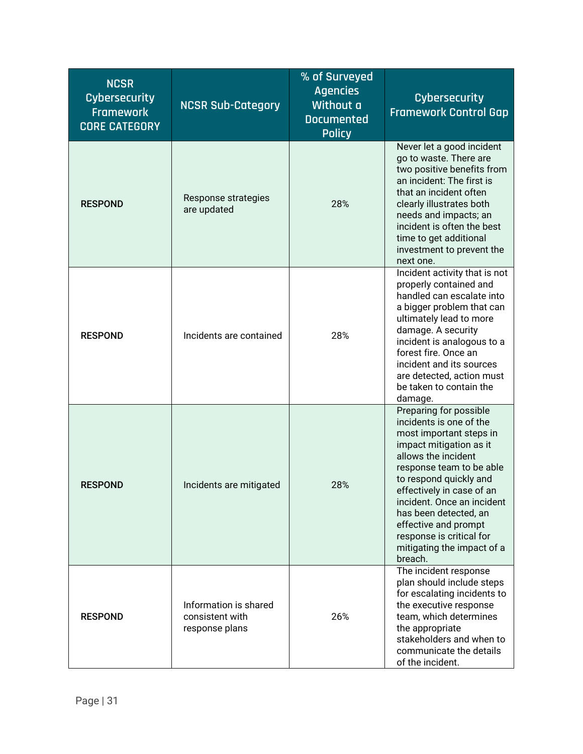| NCSR Cybersecurity Framework CORE CATEGORY | NCSR Sub-Category | % of Surveyed Agencies Without a Documented Policy | Cybersecurity Framework Control Gap |
|---|---|---|---|
| **RESPOND** | Response strategies are updated | 28% | Never let a good incident go to waste. There are two positive benefits from an incident: The first is that an incident often clearly illustrates both needs and impacts; an incident is often the best time to get additional investment to prevent the next one. |
| **RESPOND** | Incidents are contained | 28% | Incident activity that is not properly contained and handled can escalate into a bigger problem that can ultimately lead to more damage. A security incident is analogous to a forest fire. Once an incident and its sources are detected, action must be taken to contain the damage. |
| **RESPOND** | Incidents are mitigated | 28% | Preparing for possible incidents is one of the most important steps in impact mitigation as it allows the incident response team to be able to respond quickly and effectively in case of an incident. Once an incident has been detected, an effective and prompt response is critical for mitigating the impact of a breach. |
| **RESPOND** | Information is shared consistent with response plans | 26% | The incident response plan should include steps for escalating incidents to the executive response team, which determines the appropriate stakeholders and when to communicate the details of the incident. |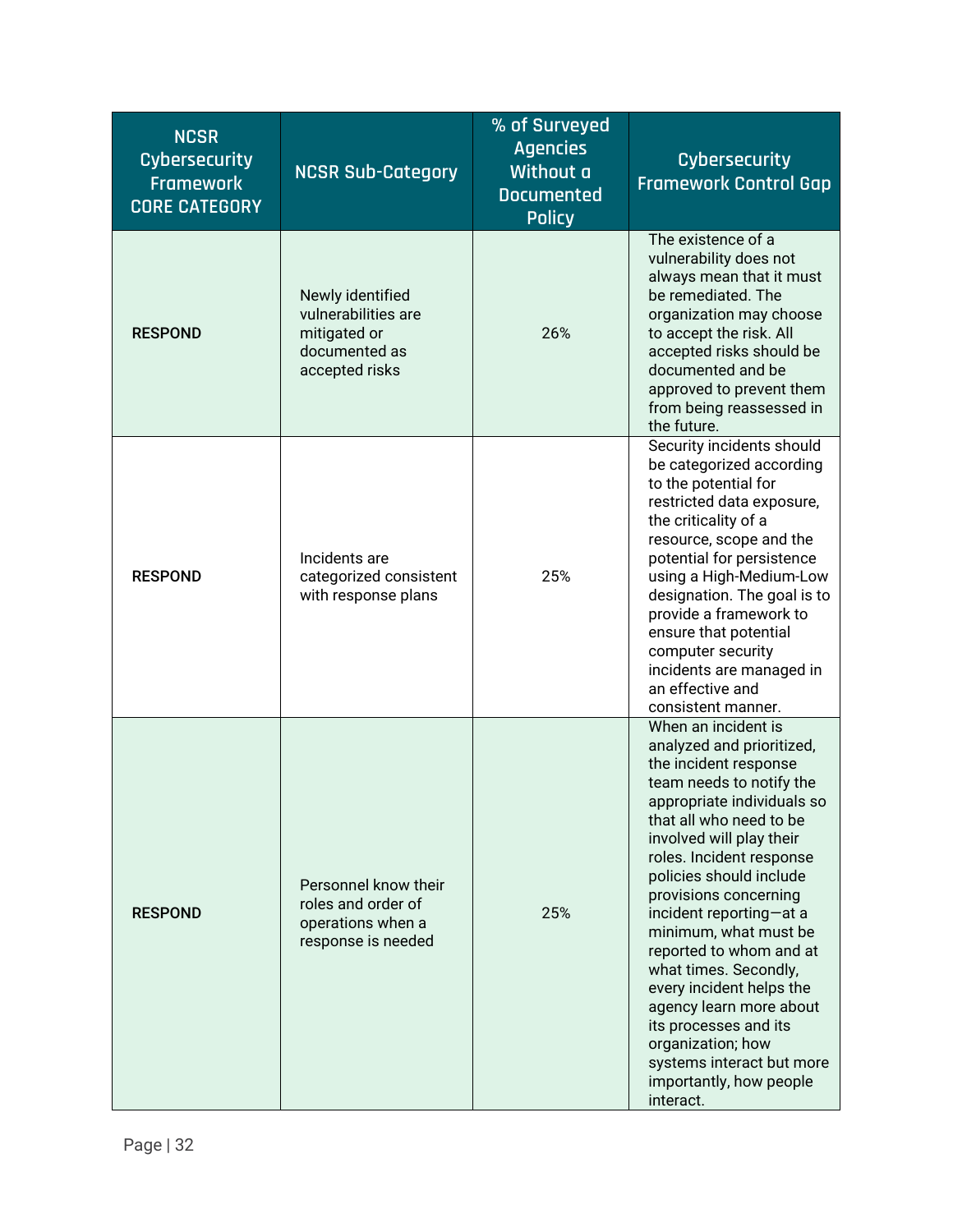| NCSR Cybersecurity Framework CORE CATEGORY | NCSR Sub-Category | % of Surveyed Agencies Without a Documented Policy | Cybersecurity Framework Control Gap |
|---|---|---|---|
| RESPOND | Newly identified vulnerabilities are mitigated or documented as accepted risks | 26% | The existence of a vulnerability does not always mean that it must be remediated. The organization may choose to accept the risk. All accepted risks should be documented and be approved to prevent them from being reassessed in the future. |
| RESPOND | Incidents are categorized consistent with response plans | 25% | Security incidents should be categorized according to the potential for restricted data exposure, the criticality of a resource, scope and the potential for persistence using a High-Medium-Low designation. The goal is to provide a framework to ensure that potential computer security incidents are managed in an effective and consistent manner. |
| RESPOND | Personnel know their roles and order of operations when a response is needed | 25% | When an incident is analyzed and prioritized, the incident response team needs to notify the appropriate individuals so that all who need to be involved will play their roles. Incident response policies should include provisions concerning incident reporting—at a minimum, what must be reported to whom and at what times. Secondly, every incident helps the agency learn more about its processes and its organization; how systems interact but more importantly, how people interact. |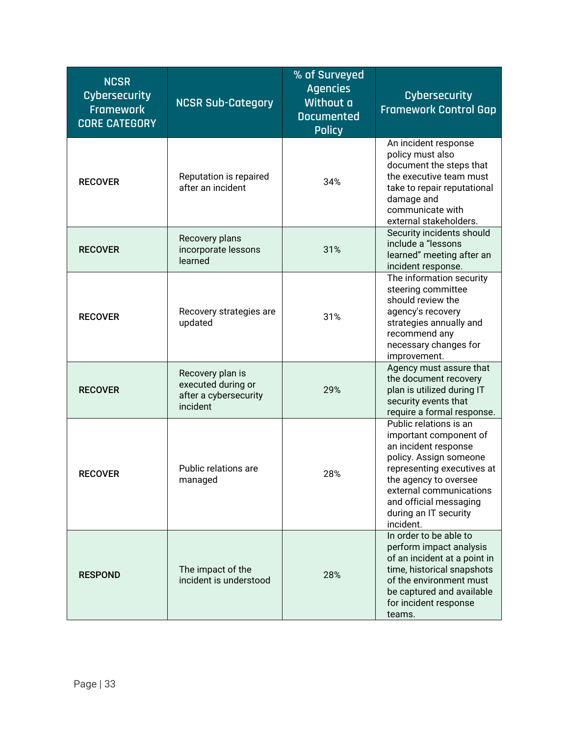| NCSR Cybersecurity Framework CORE CATEGORY | NCSR Sub-Category | % of Surveyed Agencies Without a Documented Policy | Cybersecurity Framework Control Gap |
|---|---|---|---|
| RECOVER | Reputation is repaired after an incident | 34% | An incident response policy must also document the steps that the executive team must take to repair reputational damage and communicate with external stakeholders. |
| RECOVER | Recovery plans incorporate lessons learned | 31% | Security incidents should include a "lessons learned" meeting after an incident response. |
| RECOVER | Recovery strategies are updated | 31% | The information security steering committee should review the agency's recovery strategies annually and recommend any necessary changes for improvement. |
| RECOVER | Recovery plan is executed during or after a cybersecurity incident | 29% | Agency must assure that the document recovery plan is utilized during IT security events that require a formal response. |
| RECOVER | Public relations are managed | 28% | Public relations is an important component of an incident response policy. Assign someone representing executives at the agency to oversee external communications and official messaging during an IT security incident. |
| RESPOND | The impact of the incident is understood | 28% | In order to be able to perform impact analysis of an incident at a point in time, historical snapshots of the environment must be captured and available for incident response teams. |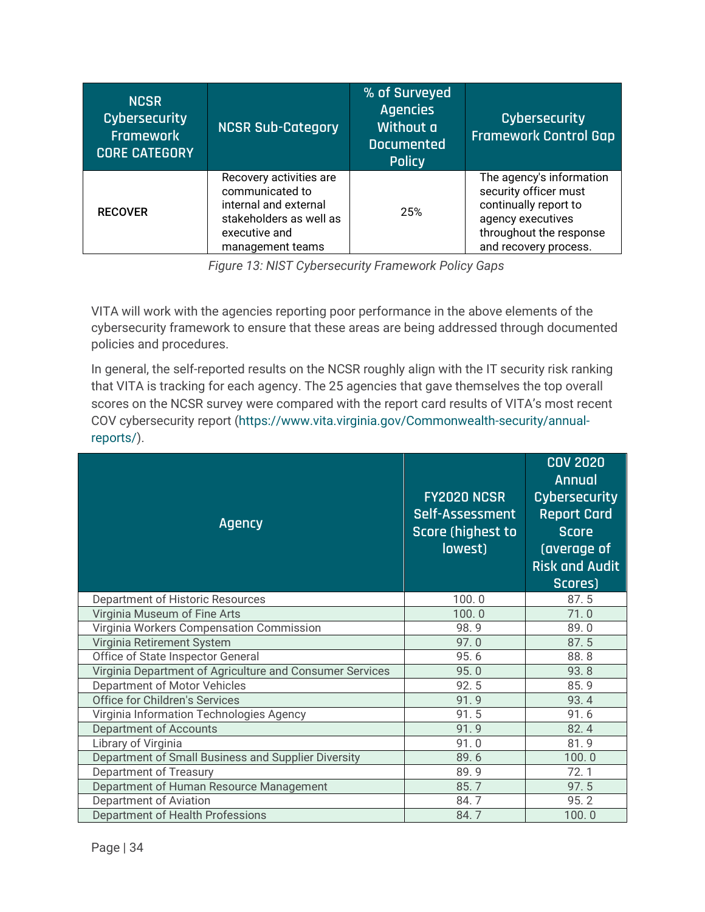| NCSR Cybersecurity Framework CORE CATEGORY | NCSR Sub-Category | % of Surveyed Agencies Without a Documented Policy | Cybersecurity Framework Control Gap |
|---|---|---|---|
| RECOVER | Recovery activities are communicated to internal and external stakeholders as well as executive and management teams | 25% | The agency's information security officer must continually report to agency executives throughout the response and recovery process. |

*Figure 13: NIST Cybersecurity Framework Policy Gaps*

VITA will work with the agencies reporting poor performance in the above elements of the cybersecurity framework to ensure that these areas are being addressed through documented policies and procedures.

In general, the self-reported results on the NCSR roughly align with the IT security risk ranking that VITA is tracking for each agency. The 25 agencies that gave themselves the top overall scores on the NCSR survey were compared with the report card results of VITA's most recent COV cybersecurity report (https://www.vita.virginia.gov/Commonwealth-security/annual-reports/).

| Agency | FY2020 NCSR Self-Assessment Score (highest to lowest) | COV 2020 Annual Cybersecurity Report Card Score (average of Risk and Audit Scores) |
|---|---|---|
| Department of Historic Resources | 100.0 | 87.5 |
| Virginia Museum of Fine Arts | 100.0 | 71.0 |
| Virginia Workers Compensation Commission | 98.9 | 89.0 |
| Virginia Retirement System | 97.0 | 87.5 |
| Office of State Inspector General | 95.6 | 88.8 |
| Virginia Department of Agriculture and Consumer Services | 95.0 | 93.8 |
| Department of Motor Vehicles | 92.5 | 85.9 |
| Office for Children's Services | 91.9 | 93.4 |
| Virginia Information Technologies Agency | 91.5 | 91.6 |
| Department of Accounts | 91.9 | 82.4 |
| Library of Virginia | 91.0 | 81.9 |
| Department of Small Business and Supplier Diversity | 89.6 | 100.0 |
| Department of Treasury | 89.9 | 72.1 |
| Department of Human Resource Management | 85.7 | 97.5 |
| Department of Aviation | 84.7 | 95.2 |
| Department of Health Professions | 84.7 | 100.0 |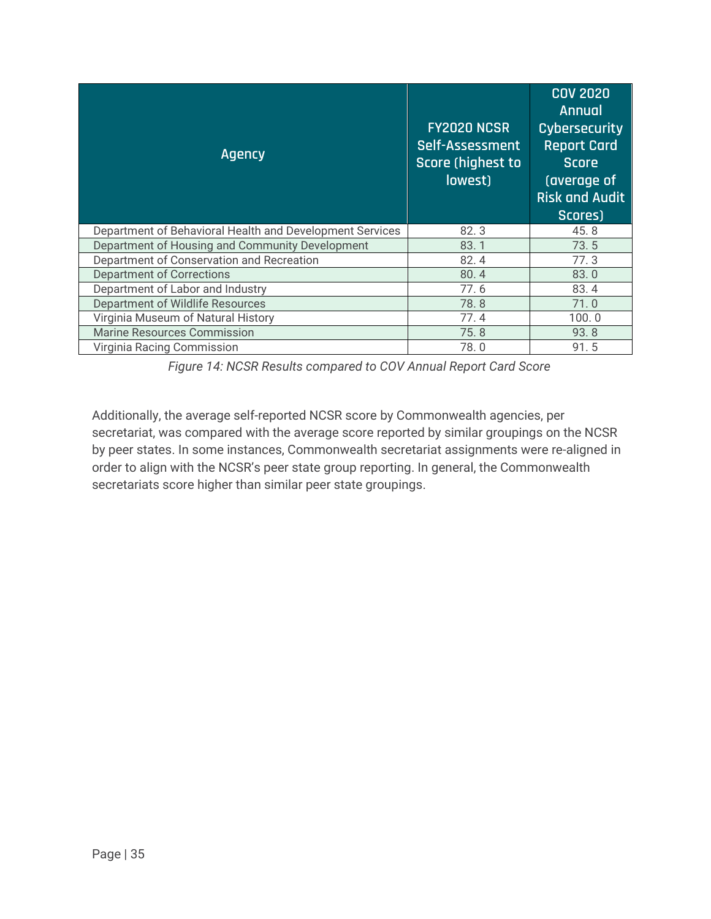| Agency | FY2020 NCSR Self-Assessment Score (highest to lowest) | COV 2020 Annual Cybersecurity Report Card Score (average of Risk and Audit Scores) |
|---|---|---|
| Department of Behavioral Health and Development Services | 82. 3 | 45. 8 |
| Department of Housing and Community Development | 83. 1 | 73. 5 |
| Department of Conservation and Recreation | 82. 4 | 77. 3 |
| Department of Corrections | 80. 4 | 83. 0 |
| Department of Labor and Industry | 77. 6 | 83. 4 |
| Department of Wildlife Resources | 78. 8 | 71. 0 |
| Virginia Museum of Natural History | 77. 4 | 100. 0 |
| Marine Resources Commission | 75. 8 | 93. 8 |
| Virginia Racing Commission | 78. 0 | 91. 5 |

*Figure 14: NCSR Results compared to COV Annual Report Card Score*

Additionally, the average self-reported NCSR score by Commonwealth agencies, per secretariat, was compared with the average score reported by similar groupings on the NCSR by peer states. In some instances, Commonwealth secretariat assignments were re-aligned in order to align with the NCSR's peer state group reporting. In general, the Commonwealth secretariats score higher than similar peer state groupings.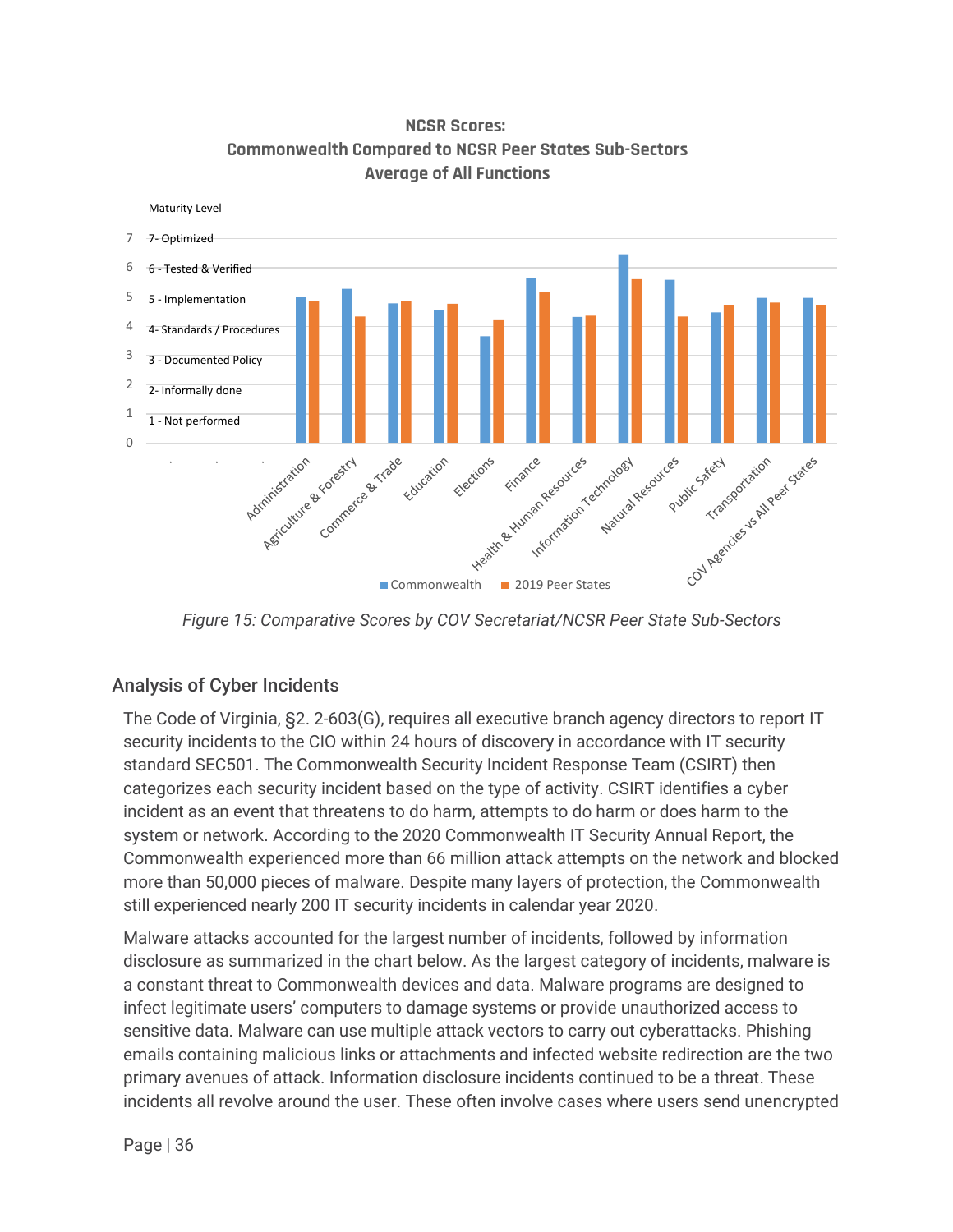**NCSR Scores:**
**Commonwealth Compared to NCSR Peer States Sub-Sectors**
**Average of All Functions**

*Figure 15: Comparative Scores by COV Secretariat/NCSR Peer State Sub-Sectors*

## Analysis of Cyber Incidents

The Code of Virginia, §2. 2-603(G), requires all executive branch agency directors to report IT security incidents to the CIO within 24 hours of discovery in accordance with IT security standard SEC501. The Commonwealth Security Incident Response Team (CSIRT) then categorizes each security incident based on the type of activity. CSIRT identifies a cyber incident as an event that threatens to do harm, attempts to do harm or does harm to the system or network. According to the 2020 Commonwealth IT Security Annual Report, the Commonwealth experienced more than 66 million attack attempts on the network and blocked more than 50,000 pieces of malware. Despite many layers of protection, the Commonwealth still experienced nearly 200 IT security incidents in calendar year 2020.

Malware attacks accounted for the largest number of incidents, followed by information disclosure as summarized in the chart below. As the largest category of incidents, malware is a constant threat to Commonwealth devices and data. Malware programs are designed to infect legitimate users' computers to damage systems or provide unauthorized access to sensitive data. Malware can use multiple attack vectors to carry out cyberattacks. Phishing emails containing malicious links or attachments and infected website redirection are the two primary avenues of attack. Information disclosure incidents continued to be a threat. These incidents all revolve around the user. These often involve cases where users send unencrypted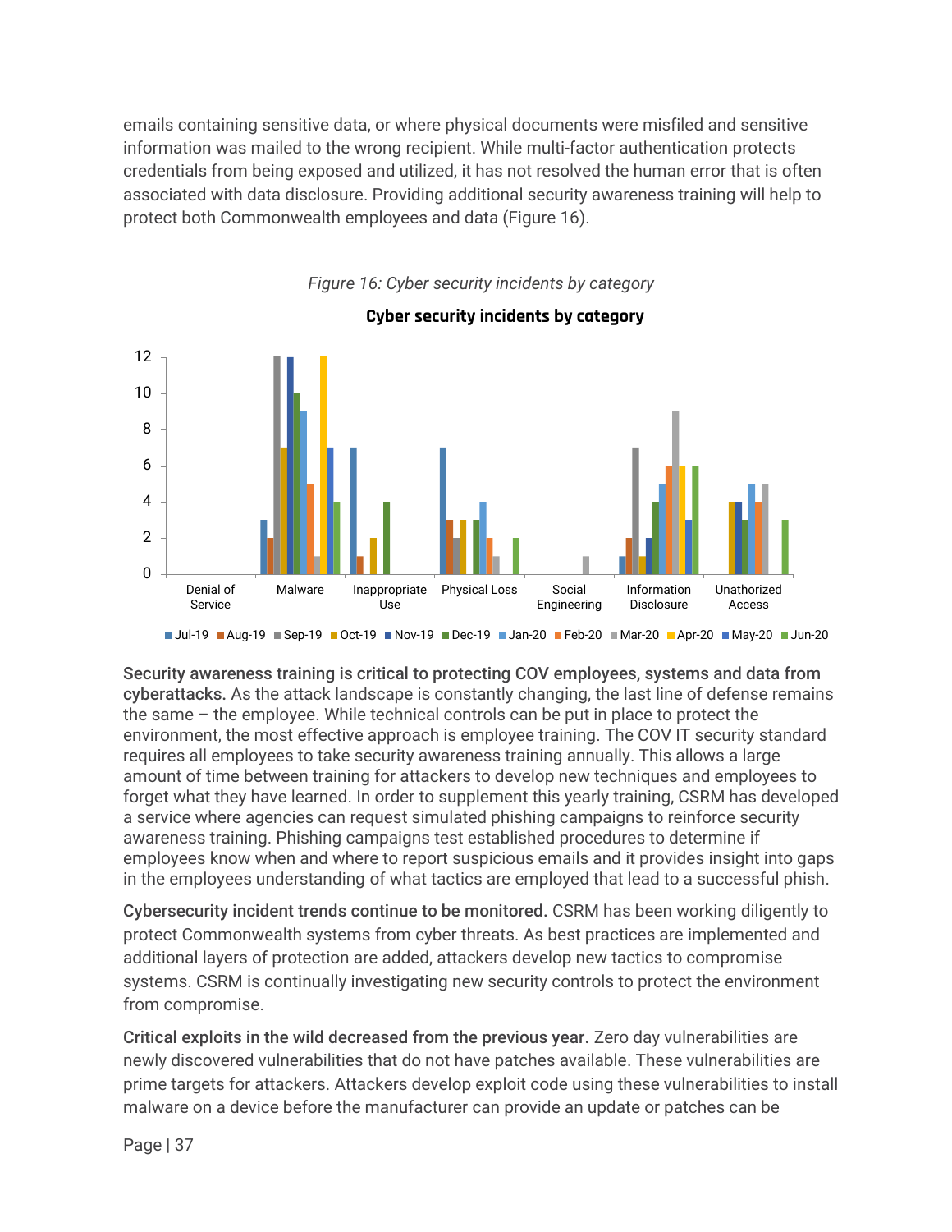emails containing sensitive data, or where physical documents were misfiled and sensitive information was mailed to the wrong recipient. While multi-factor authentication protects credentials from being exposed and utilized, it has not resolved the human error that is often associated with data disclosure. Providing additional security awareness training will help to protect both Commonwealth employees and data (Figure 16).

*Figure 16: Cyber security incidents by category*

**Security awareness training is critical to protecting COV employees, systems and data from cyberattacks.** As the attack landscape is constantly changing, the last line of defense remains the same – the employee. While technical controls can be put in place to protect the environment, the most effective approach is employee training. The COV IT security standard requires all employees to take security awareness training annually. This allows a large amount of time between training for attackers to develop new techniques and employees to forget what they have learned. In order to supplement this yearly training, CSRM has developed a service where agencies can request simulated phishing campaigns to reinforce security awareness training. Phishing campaigns test established procedures to determine if employees know when and where to report suspicious emails and it provides insight into gaps in the employees understanding of what tactics are employed that lead to a successful phish.

**Cybersecurity incident trends continue to be monitored.** CSRM has been working diligently to protect Commonwealth systems from cyber threats. As best practices are implemented and additional layers of protection are added, attackers develop new tactics to compromise systems. CSRM is continually investigating new security controls to protect the environment from compromise.

**Critical exploits in the wild decreased from the previous year.** Zero day vulnerabilities are newly discovered vulnerabilities that do not have patches available. These vulnerabilities are prime targets for attackers. Attackers develop exploit code using these vulnerabilities to install malware on a device before the manufacturer can provide an update or patches can be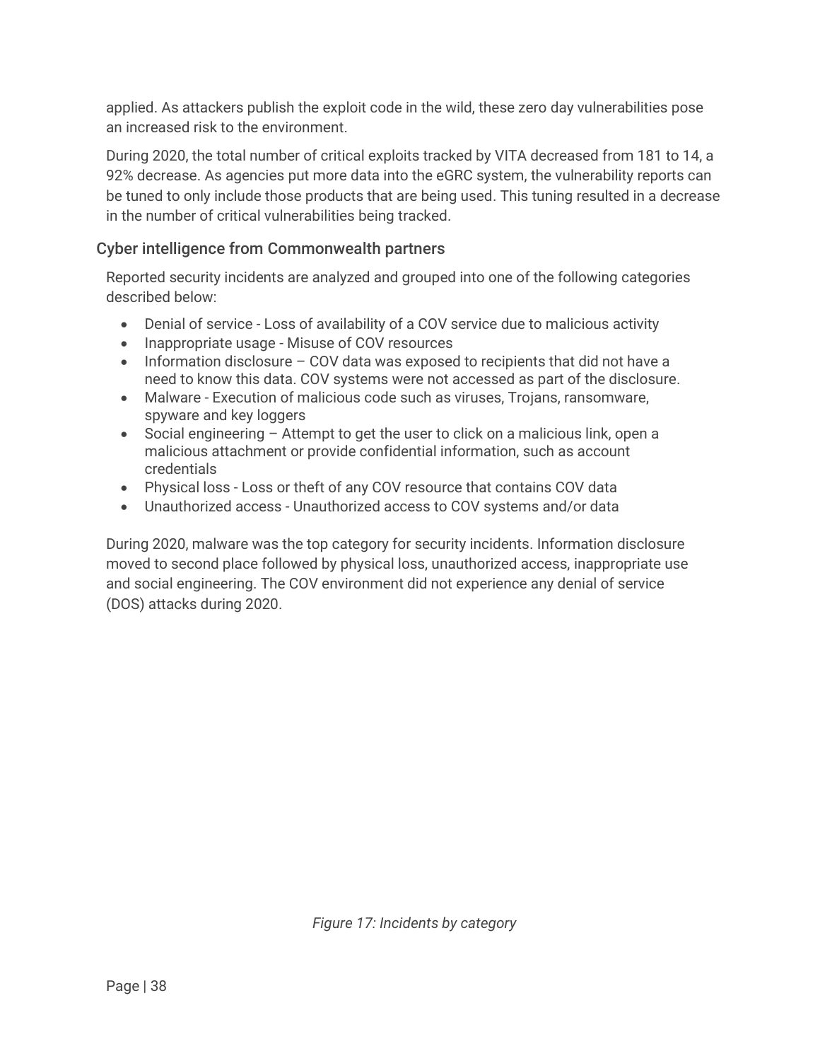applied. As attackers publish the exploit code in the wild, these zero day vulnerabilities pose an increased risk to the environment.

During 2020, the total number of critical exploits tracked by VITA decreased from 181 to 14, a 92% decrease. As agencies put more data into the eGRC system, the vulnerability reports can be tuned to only include those products that are being used. This tuning resulted in a decrease in the number of critical vulnerabilities being tracked.

### Cyber intelligence from Commonwealth partners

Reported security incidents are analyzed and grouped into one of the following categories described below:

- Denial of service - Loss of availability of a COV service due to malicious activity
- Inappropriate usage - Misuse of COV resources
- Information disclosure – COV data was exposed to recipients that did not have a need to know this data. COV systems were not accessed as part of the disclosure.
- Malware - Execution of malicious code such as viruses, Trojans, ransomware, spyware and key loggers
- Social engineering – Attempt to get the user to click on a malicious link, open a malicious attachment or provide confidential information, such as account credentials
- Physical loss - Loss or theft of any COV resource that contains COV data
- Unauthorized access - Unauthorized access to COV systems and/or data

During 2020, malware was the top category for security incidents. Information disclosure moved to second place followed by physical loss, unauthorized access, inappropriate use and social engineering. The COV environment did not experience any denial of service (DOS) attacks during 2020.

*Figure 17: Incidents by category*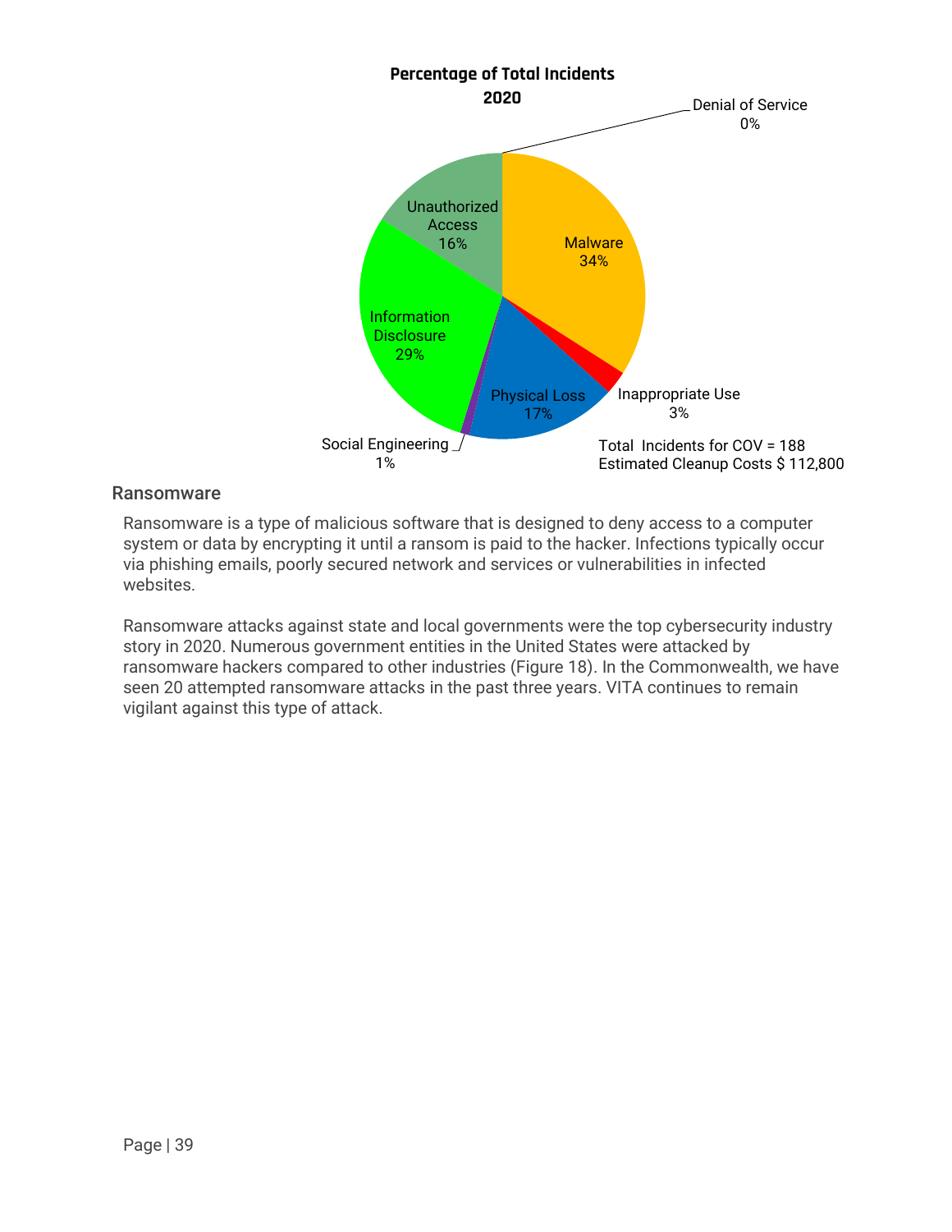**Percentage of Total Incidents 2020**

- Malware 34%
- Inappropriate Use 3%
- Physical Loss 17%
- Social Engineering 1%
- Information Disclosure 29%
- Unauthorized Access 16%
- Denial of Service 0%

Total Incidents for COV = 188
Estimated Cleanup Costs $ 112,800

## Ransomware

Ransomware is a type of malicious software that is designed to deny access to a computer system or data by encrypting it until a ransom is paid to the hacker. Infections typically occur via phishing emails, poorly secured network and services or vulnerabilities in infected websites.

Ransomware attacks against state and local governments were the top cybersecurity industry story in 2020. Numerous government entities in the United States were attacked by ransomware hackers compared to other industries (Figure 18). In the Commonwealth, we have seen 20 attempted ransomware attacks in the past three years. VITA continues to remain vigilant against this type of attack.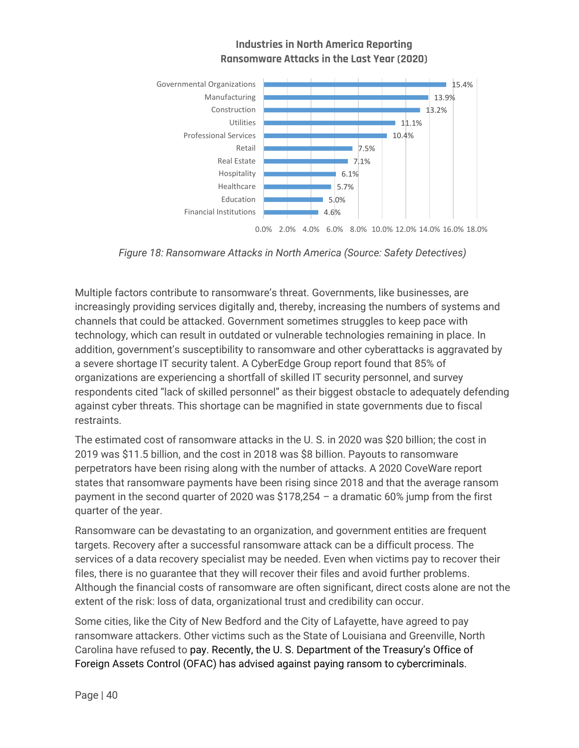**Industries in North America Reporting Ransomware Attacks in the Last Year (2020)**

| Industry | Percentage |
|---|---|
| Governmental Organizations | 15.4% |
| Manufacturing | 13.9% |
| Construction | 13.2% |
| Utilities | 11.1% |
| Professional Services | 10.4% |
| Retail | 7.5% |
| Real Estate | 7.1% |
| Hospitality | 6.1% |
| Healthcare | 5.7% |
| Education | 5.0% |
| Financial Institutions | 4.6% |

*Figure 18: Ransomware Attacks in North America (Source: Safety Detectives)*

Multiple factors contribute to ransomware's threat. Governments, like businesses, are increasingly providing services digitally and, thereby, increasing the numbers of systems and channels that could be attacked. Government sometimes struggles to keep pace with technology, which can result in outdated or vulnerable technologies remaining in place. In addition, government's susceptibility to ransomware and other cyberattacks is aggravated by a severe shortage IT security talent. A CyberEdge Group report found that 85% of organizations are experiencing a shortfall of skilled IT security personnel, and survey respondents cited "lack of skilled personnel" as their biggest obstacle to adequately defending against cyber threats. This shortage can be magnified in state governments due to fiscal restraints.

The estimated cost of ransomware attacks in the U. S. in 2020 was $20 billion; the cost in 2019 was $11.5 billion, and the cost in 2018 was $8 billion. Payouts to ransomware perpetrators have been rising along with the number of attacks. A 2020 CoveWare report states that ransomware payments have been rising since 2018 and that the average ransom payment in the second quarter of 2020 was $178,254 – a dramatic 60% jump from the first quarter of the year.

Ransomware can be devastating to an organization, and government entities are frequent targets. Recovery after a successful ransomware attack can be a difficult process. The services of a data recovery specialist may be needed. Even when victims pay to recover their files, there is no guarantee that they will recover their files and avoid further problems. Although the financial costs of ransomware are often significant, direct costs alone are not the extent of the risk: loss of data, organizational trust and credibility can occur.

Some cities, like the City of New Bedford and the City of Lafayette, have agreed to pay ransomware attackers. Other victims such as the State of Louisiana and Greenville, North Carolina have refused to pay. Recently, the U. S. Department of the Treasury's Office of Foreign Assets Control (OFAC) has advised against paying ransom to cybercriminals.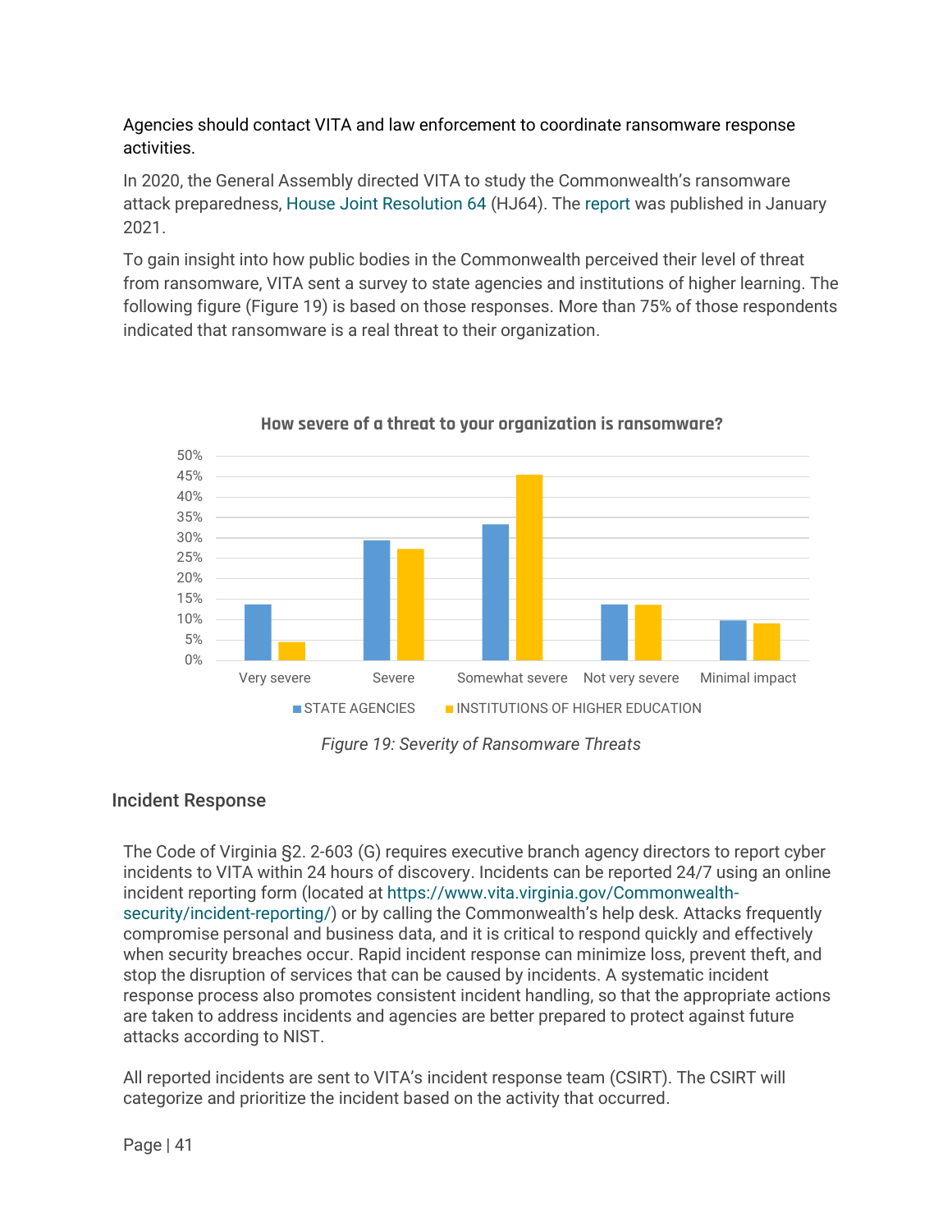Agencies should contact VITA and law enforcement to coordinate ransomware response activities.

In 2020, the General Assembly directed VITA to study the Commonwealth's ransomware attack preparedness, House Joint Resolution 64 (HJ64). The report was published in January 2021.

To gain insight into how public bodies in the Commonwealth perceived their level of threat from ransomware, VITA sent a survey to state agencies and institutions of higher learning. The following figure (Figure 19) is based on those responses. More than 75% of those respondents indicated that ransomware is a real threat to their organization.

*Figure 19: Severity of Ransomware Threats*

## Incident Response

The Code of Virginia §2. 2-603 (G) requires executive branch agency directors to report cyber incidents to VITA within 24 hours of discovery. Incidents can be reported 24/7 using an online incident reporting form (located at https://www.vita.virginia.gov/Commonwealth-security/incident-reporting/) or by calling the Commonwealth's help desk. Attacks frequently compromise personal and business data, and it is critical to respond quickly and effectively when security breaches occur. Rapid incident response can minimize loss, prevent theft, and stop the disruption of services that can be caused by incidents. A systematic incident response process also promotes consistent incident handling, so that the appropriate actions are taken to address incidents and agencies are better prepared to protect against future attacks according to NIST.

All reported incidents are sent to VITA's incident response team (CSIRT). The CSIRT will categorize and prioritize the incident based on the activity that occurred.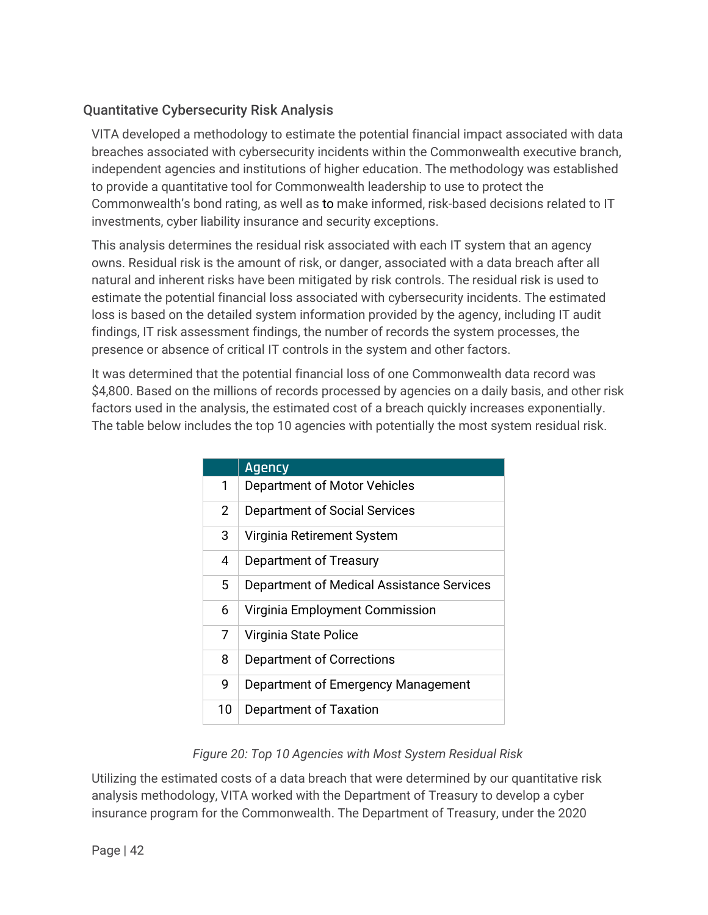## Quantitative Cybersecurity Risk Analysis

VITA developed a methodology to estimate the potential financial impact associated with data breaches associated with cybersecurity incidents within the Commonwealth executive branch, independent agencies and institutions of higher education. The methodology was established to provide a quantitative tool for Commonwealth leadership to use to protect the Commonwealth's bond rating, as well as to make informed, risk-based decisions related to IT investments, cyber liability insurance and security exceptions.

This analysis determines the residual risk associated with each IT system that an agency owns. Residual risk is the amount of risk, or danger, associated with a data breach after all natural and inherent risks have been mitigated by risk controls. The residual risk is used to estimate the potential financial loss associated with cybersecurity incidents. The estimated loss is based on the detailed system information provided by the agency, including IT audit findings, IT risk assessment findings, the number of records the system processes, the presence or absence of critical IT controls in the system and other factors.

It was determined that the potential financial loss of one Commonwealth data record was $4,800. Based on the millions of records processed by agencies on a daily basis, and other risk factors used in the analysis, the estimated cost of a breach quickly increases exponentially. The table below includes the top 10 agencies with potentially the most system residual risk.

| | Agency |
|---|---|
| 1 | Department of Motor Vehicles |
| 2 | Department of Social Services |
| 3 | Virginia Retirement System |
| 4 | Department of Treasury |
| 5 | Department of Medical Assistance Services |
| 6 | Virginia Employment Commission |
| 7 | Virginia State Police |
| 8 | Department of Corrections |
| 9 | Department of Emergency Management |
| 10 | Department of Taxation |

*Figure 20: Top 10 Agencies with Most System Residual Risk*

Utilizing the estimated costs of a data breach that were determined by our quantitative risk analysis methodology, VITA worked with the Department of Treasury to develop a cyber insurance program for the Commonwealth. The Department of Treasury, under the 2020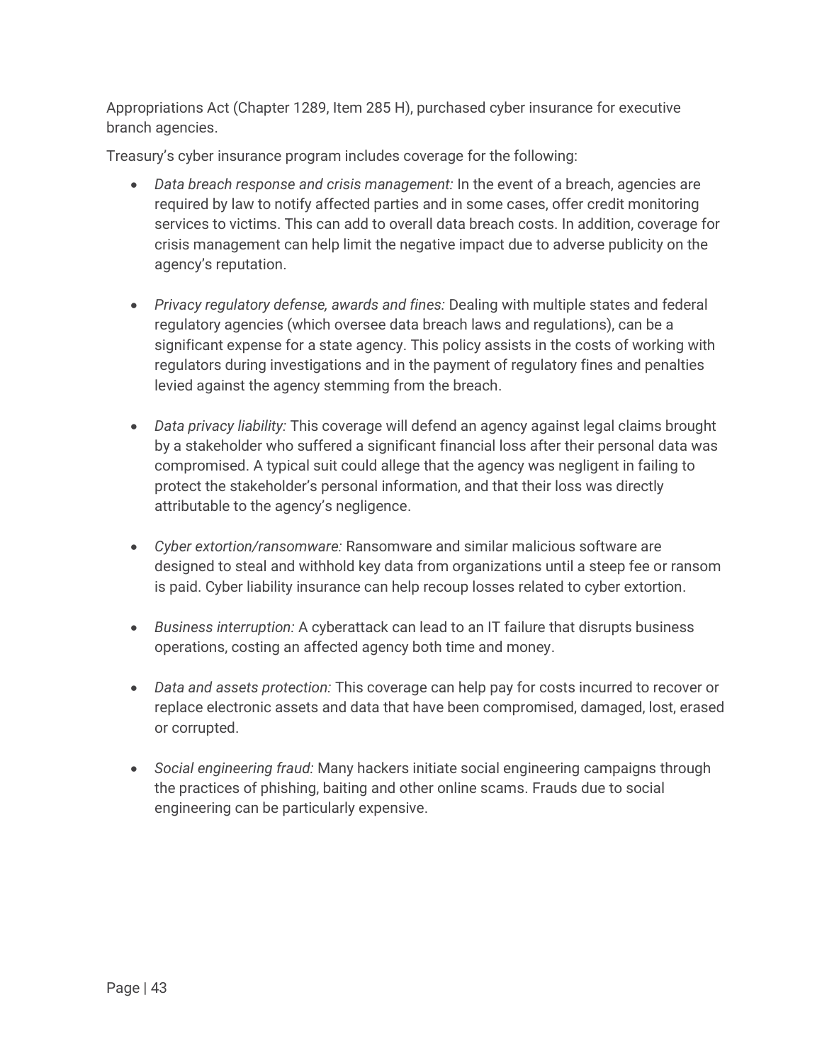Appropriations Act (Chapter 1289, Item 285 H), purchased cyber insurance for executive branch agencies.

Treasury's cyber insurance program includes coverage for the following:

- *Data breach response and crisis management:* In the event of a breach, agencies are required by law to notify affected parties and in some cases, offer credit monitoring services to victims. This can add to overall data breach costs. In addition, coverage for crisis management can help limit the negative impact due to adverse publicity on the agency's reputation.

- *Privacy regulatory defense, awards and fines:* Dealing with multiple states and federal regulatory agencies (which oversee data breach laws and regulations), can be a significant expense for a state agency. This policy assists in the costs of working with regulators during investigations and in the payment of regulatory fines and penalties levied against the agency stemming from the breach.

- *Data privacy liability:* This coverage will defend an agency against legal claims brought by a stakeholder who suffered a significant financial loss after their personal data was compromised. A typical suit could allege that the agency was negligent in failing to protect the stakeholder's personal information, and that their loss was directly attributable to the agency's negligence.

- *Cyber extortion/ransomware:* Ransomware and similar malicious software are designed to steal and withhold key data from organizations until a steep fee or ransom is paid. Cyber liability insurance can help recoup losses related to cyber extortion.

- *Business interruption:* A cyberattack can lead to an IT failure that disrupts business operations, costing an affected agency both time and money.

- *Data and assets protection:* This coverage can help pay for costs incurred to recover or replace electronic assets and data that have been compromised, damaged, lost, erased or corrupted.

- *Social engineering fraud:* Many hackers initiate social engineering campaigns through the practices of phishing, baiting and other online scams. Frauds due to social engineering can be particularly expensive.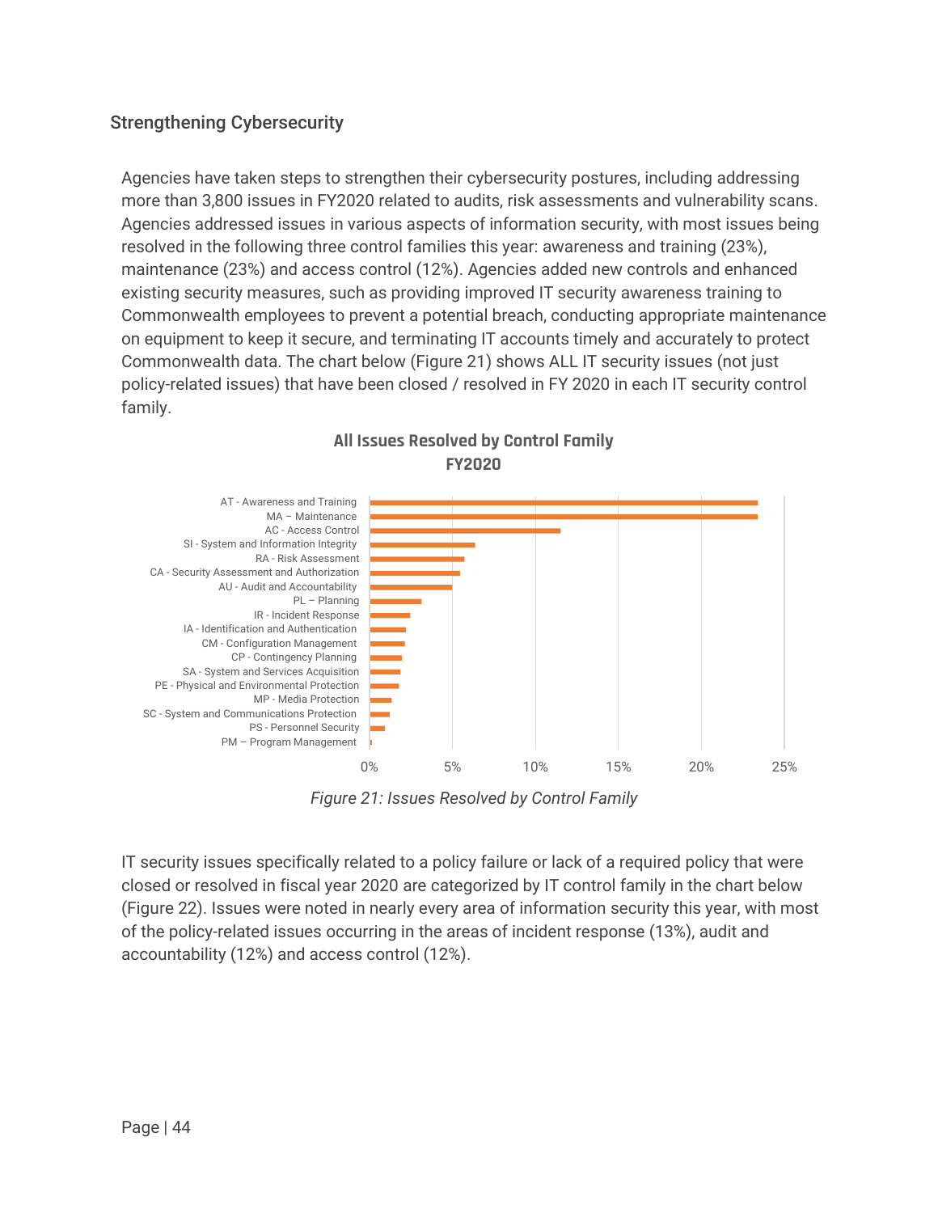## Strengthening Cybersecurity

Agencies have taken steps to strengthen their cybersecurity postures, including addressing more than 3,800 issues in FY2020 related to audits, risk assessments and vulnerability scans. Agencies addressed issues in various aspects of information security, with most issues being resolved in the following three control families this year: awareness and training (23%), maintenance (23%) and access control (12%). Agencies added new controls and enhanced existing security measures, such as providing improved IT security awareness training to Commonwealth employees to prevent a potential breach, conducting appropriate maintenance on equipment to keep it secure, and terminating IT accounts timely and accurately to protect Commonwealth data. The chart below (Figure 21) shows ALL IT security issues (not just policy-related issues) that have been closed / resolved in FY 2020 in each IT security control family.

**All Issues Resolved by Control Family FY2020**

- AT - Awareness and Training
- MA – Maintenance
- AC - Access Control
- SI - System and Information Integrity
- RA - Risk Assessment
- CA - Security Assessment and Authorization
- AU - Audit and Accountability
- PL – Planning
- IR - Incident Response
- IA - Identification and Authentication
- CM - Configuration Management
- CP - Contingency Planning
- SA - System and Services Acquisition
- PE - Physical and Environmental Protection
- MP - Media Protection
- SC - System and Communications Protection
- PS - Personnel Security
- PM – Program Management

0% 5% 10% 15% 20% 25%

*Figure 21: Issues Resolved by Control Family*

IT security issues specifically related to a policy failure or lack of a required policy that were closed or resolved in fiscal year 2020 are categorized by IT control family in the chart below (Figure 22). Issues were noted in nearly every area of information security this year, with most of the policy-related issues occurring in the areas of incident response (13%), audit and accountability (12%) and access control (12%).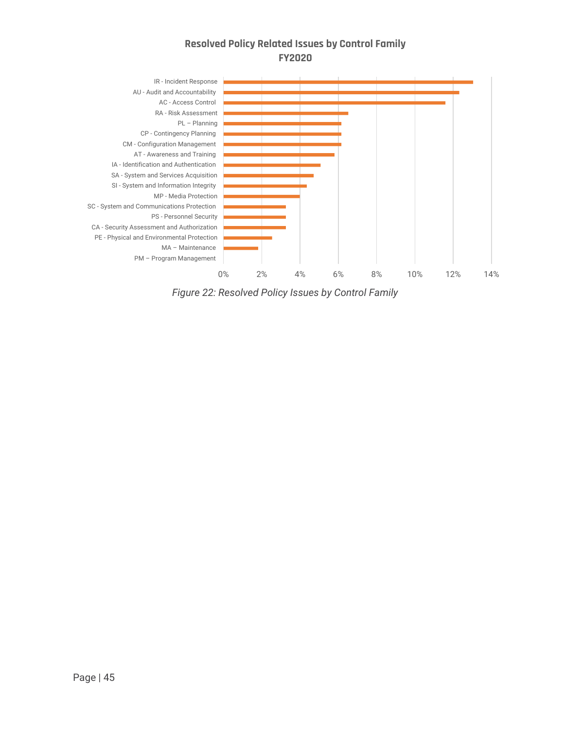**Resolved Policy Related Issues by Control Family FY2020**

| Control Family |
|---|
| IR - Incident Response |
| AU - Audit and Accountability |
| AC - Access Control |
| RA - Risk Assessment |
| PL – Planning |
| CP - Contingency Planning |
| CM - Configuration Management |
| AT - Awareness and Training |
| IA - Identification and Authentication |
| SA - System and Services Acquisition |
| SI - System and Information Integrity |
| MP - Media Protection |
| SC - System and Communications Protection |
| PS - Personnel Security |
| CA - Security Assessment and Authorization |
| PE - Physical and Environmental Protection |
| MA – Maintenance |
| PM – Program Management |

0% 2% 4% 6% 8% 10% 12% 14%

*Figure 22: Resolved Policy Issues by Control Family*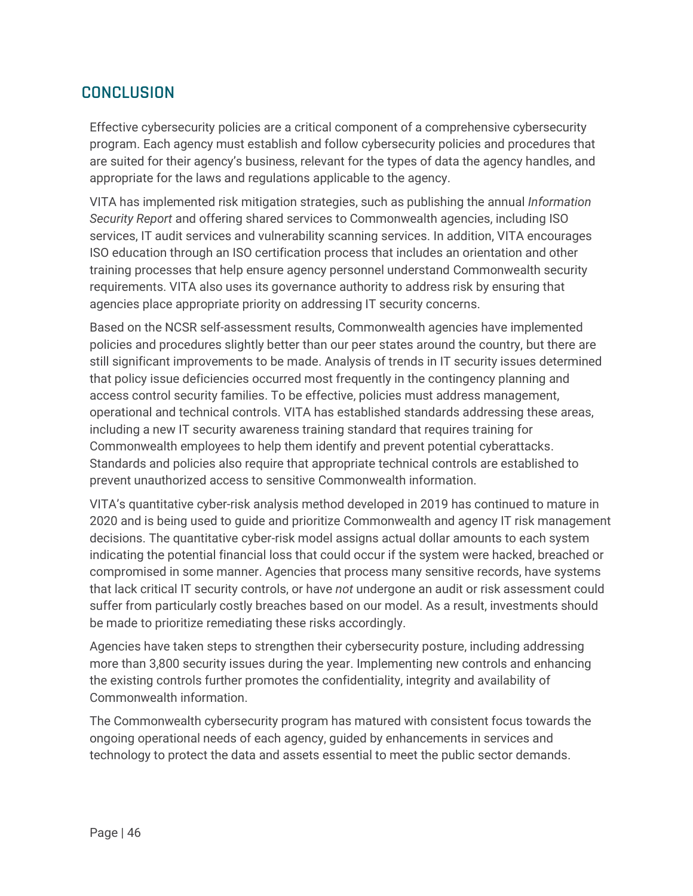## CONCLUSION

Effective cybersecurity policies are a critical component of a comprehensive cybersecurity program. Each agency must establish and follow cybersecurity policies and procedures that are suited for their agency's business, relevant for the types of data the agency handles, and appropriate for the laws and regulations applicable to the agency.

VITA has implemented risk mitigation strategies, such as publishing the annual *Information Security Report* and offering shared services to Commonwealth agencies, including ISO services, IT audit services and vulnerability scanning services. In addition, VITA encourages ISO education through an ISO certification process that includes an orientation and other training processes that help ensure agency personnel understand Commonwealth security requirements. VITA also uses its governance authority to address risk by ensuring that agencies place appropriate priority on addressing IT security concerns.

Based on the NCSR self-assessment results, Commonwealth agencies have implemented policies and procedures slightly better than our peer states around the country, but there are still significant improvements to be made. Analysis of trends in IT security issues determined that policy issue deficiencies occurred most frequently in the contingency planning and access control security families. To be effective, policies must address management, operational and technical controls. VITA has established standards addressing these areas, including a new IT security awareness training standard that requires training for Commonwealth employees to help them identify and prevent potential cyberattacks. Standards and policies also require that appropriate technical controls are established to prevent unauthorized access to sensitive Commonwealth information.

VITA's quantitative cyber-risk analysis method developed in 2019 has continued to mature in 2020 and is being used to guide and prioritize Commonwealth and agency IT risk management decisions. The quantitative cyber-risk model assigns actual dollar amounts to each system indicating the potential financial loss that could occur if the system were hacked, breached or compromised in some manner. Agencies that process many sensitive records, have systems that lack critical IT security controls, or have *not* undergone an audit or risk assessment could suffer from particularly costly breaches based on our model. As a result, investments should be made to prioritize remediating these risks accordingly.

Agencies have taken steps to strengthen their cybersecurity posture, including addressing more than 3,800 security issues during the year. Implementing new controls and enhancing the existing controls further promotes the confidentiality, integrity and availability of Commonwealth information.

The Commonwealth cybersecurity program has matured with consistent focus towards the ongoing operational needs of each agency, guided by enhancements in services and technology to protect the data and assets essential to meet the public sector demands.